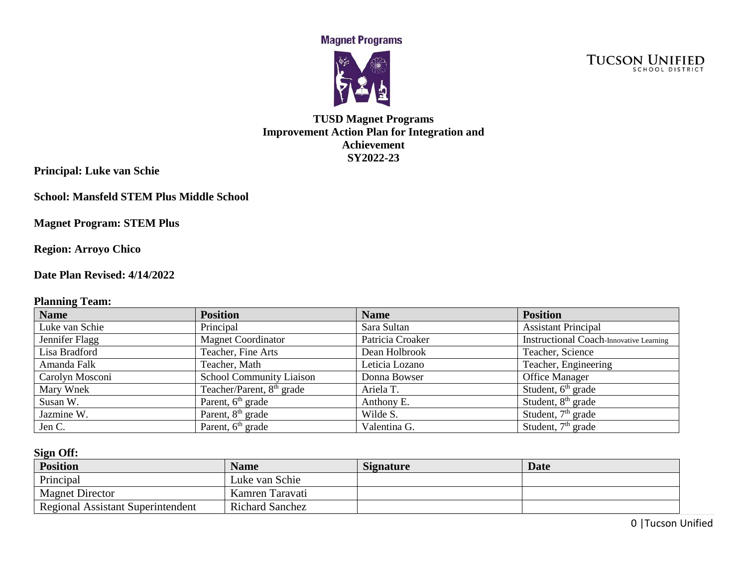Magnet Programs

TUCSON UNIFIED SCHOOL DISTRICT

# TUSD Magnet Programs Improvement Action Plan for Integration and Achievement SY2022-23

**Principal: Luke van Schie**

**School: Mansfeld STEM Plus Middle School**

**Magnet Program: STEM Plus**

**Region: Arroyo Chico**

**Date Plan Revised: 4/14/2022**

**Planning Team:**

| Name | Position | Name | Position |
|---|---|---|---|
| Luke van Schie | Principal | Sara Sultan | Assistant Principal |
| Jennifer Flagg | Magnet Coordinator | Patricia Croaker | Instructional Coach-Innovative Learning |
| Lisa Bradford | Teacher, Fine Arts | Dean Holbrook | Teacher, Science |
| Amanda Falk | Teacher, Math | Leticia Lozano | Teacher, Engineering |
| Carolyn Mosconi | School Community Liaison | Donna Bowser | Office Manager |
| Mary Wnek | Teacher/Parent, 8th grade | Ariela T. | Student, 6th grade |
| Susan W. | Parent, 6th grade | Anthony E. | Student, 8th grade |
| Jazmine W. | Parent, 8th grade | Wilde S. | Student, 7th grade |
| Jen C. | Parent, 6th grade | Valentina G. | Student, 7th grade |

**Sign Off:**

| Position | Name | Signature | Date |
|---|---|---|---|
| Principal | Luke van Schie | | |
| Magnet Director | Kamren Taravati | | |
| Regional Assistant Superintendent | Richard Sanchez | | |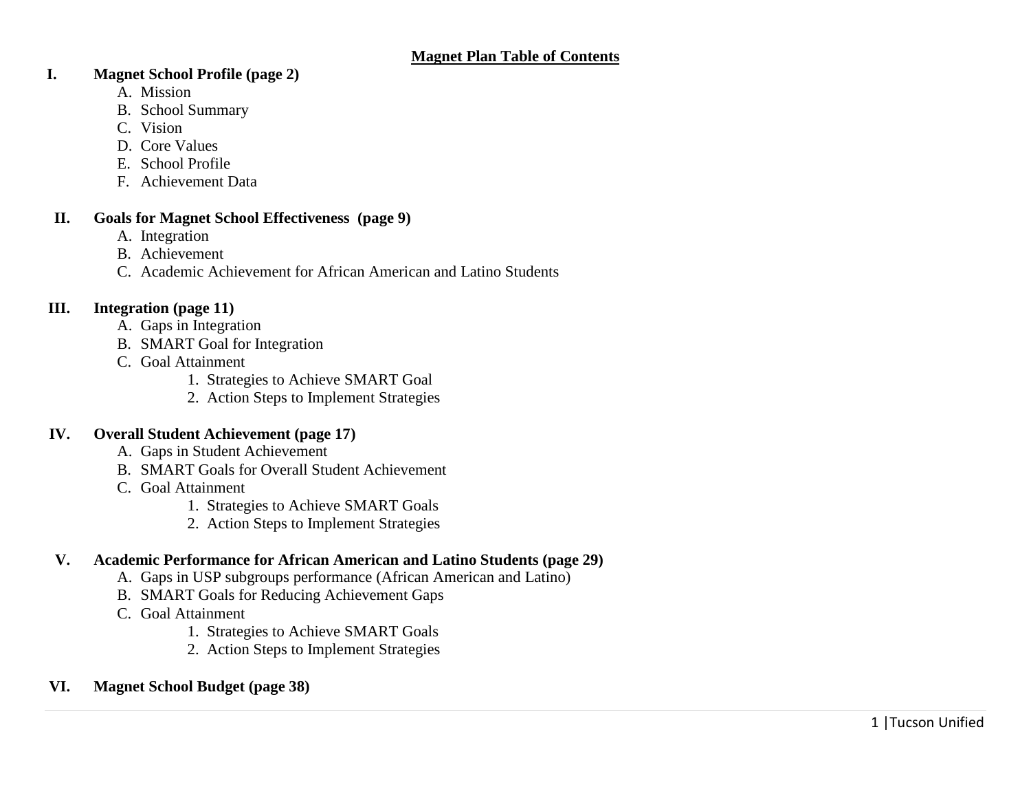# Magnet Plan Table of Contents

**I. Magnet School Profile (page 2)**

- A. Mission
- B. School Summary
- C. Vision
- D. Core Values
- E. School Profile
- F. Achievement Data

**II. Goals for Magnet School Effectiveness (page 9)**

- A. Integration
- B. Achievement
- C. Academic Achievement for African American and Latino Students

**III. Integration (page 11)**

- A. Gaps in Integration
- B. SMART Goal for Integration
- C. Goal Attainment
  1. Strategies to Achieve SMART Goal
  2. Action Steps to Implement Strategies

**IV. Overall Student Achievement (page 17)**

- A. Gaps in Student Achievement
- B. SMART Goals for Overall Student Achievement
- C. Goal Attainment
  1. Strategies to Achieve SMART Goals
  2. Action Steps to Implement Strategies

**V. Academic Performance for African American and Latino Students (page 29)**

- A. Gaps in USP subgroups performance (African American and Latino)
- B. SMART Goals for Reducing Achievement Gaps
- C. Goal Attainment
  1. Strategies to Achieve SMART Goals
  2. Action Steps to Implement Strategies

**VI. Magnet School Budget (page 38)**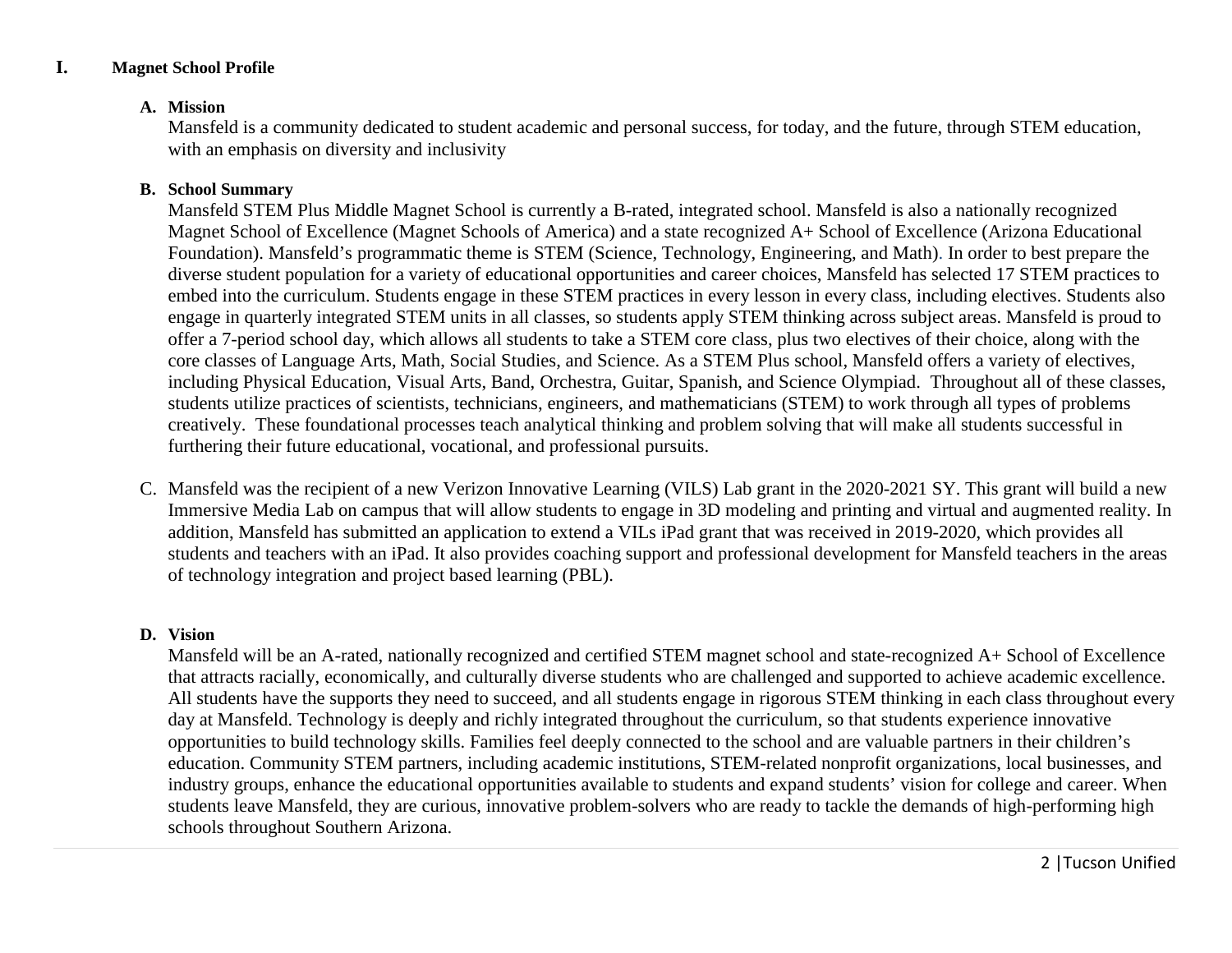# I. Magnet School Profile

## A. Mission

Mansfeld is a community dedicated to student academic and personal success, for today, and the future, through STEM education, with an emphasis on diversity and inclusivity

## B. School Summary

Mansfeld STEM Plus Middle Magnet School is currently a B-rated, integrated school. Mansfeld is also a nationally recognized Magnet School of Excellence (Magnet Schools of America) and a state recognized A+ School of Excellence (Arizona Educational Foundation). Mansfeld's programmatic theme is STEM (Science, Technology, Engineering, and Math). In order to best prepare the diverse student population for a variety of educational opportunities and career choices, Mansfeld has selected 17 STEM practices to embed into the curriculum. Students engage in these STEM practices in every lesson in every class, including electives. Students also engage in quarterly integrated STEM units in all classes, so students apply STEM thinking across subject areas. Mansfeld is proud to offer a 7-period school day, which allows all students to take a STEM core class, plus two electives of their choice, along with the core classes of Language Arts, Math, Social Studies, and Science. As a STEM Plus school, Mansfeld offers a variety of electives, including Physical Education, Visual Arts, Band, Orchestra, Guitar, Spanish, and Science Olympiad. Throughout all of these classes, students utilize practices of scientists, technicians, engineers, and mathematicians (STEM) to work through all types of problems creatively. These foundational processes teach analytical thinking and problem solving that will make all students successful in furthering their future educational, vocational, and professional pursuits.

C. Mansfeld was the recipient of a new Verizon Innovative Learning (VILS) Lab grant in the 2020-2021 SY. This grant will build a new Immersive Media Lab on campus that will allow students to engage in 3D modeling and printing and virtual and augmented reality. In addition, Mansfeld has submitted an application to extend a VILs iPad grant that was received in 2019-2020, which provides all students and teachers with an iPad. It also provides coaching support and professional development for Mansfeld teachers in the areas of technology integration and project based learning (PBL).

## D. Vision

Mansfeld will be an A-rated, nationally recognized and certified STEM magnet school and state-recognized A+ School of Excellence that attracts racially, economically, and culturally diverse students who are challenged and supported to achieve academic excellence. All students have the supports they need to succeed, and all students engage in rigorous STEM thinking in each class throughout every day at Mansfeld. Technology is deeply and richly integrated throughout the curriculum, so that students experience innovative opportunities to build technology skills. Families feel deeply connected to the school and are valuable partners in their children's education. Community STEM partners, including academic institutions, STEM-related nonprofit organizations, local businesses, and industry groups, enhance the educational opportunities available to students and expand students' vision for college and career. When students leave Mansfeld, they are curious, innovative problem-solvers who are ready to tackle the demands of high-performing high schools throughout Southern Arizona.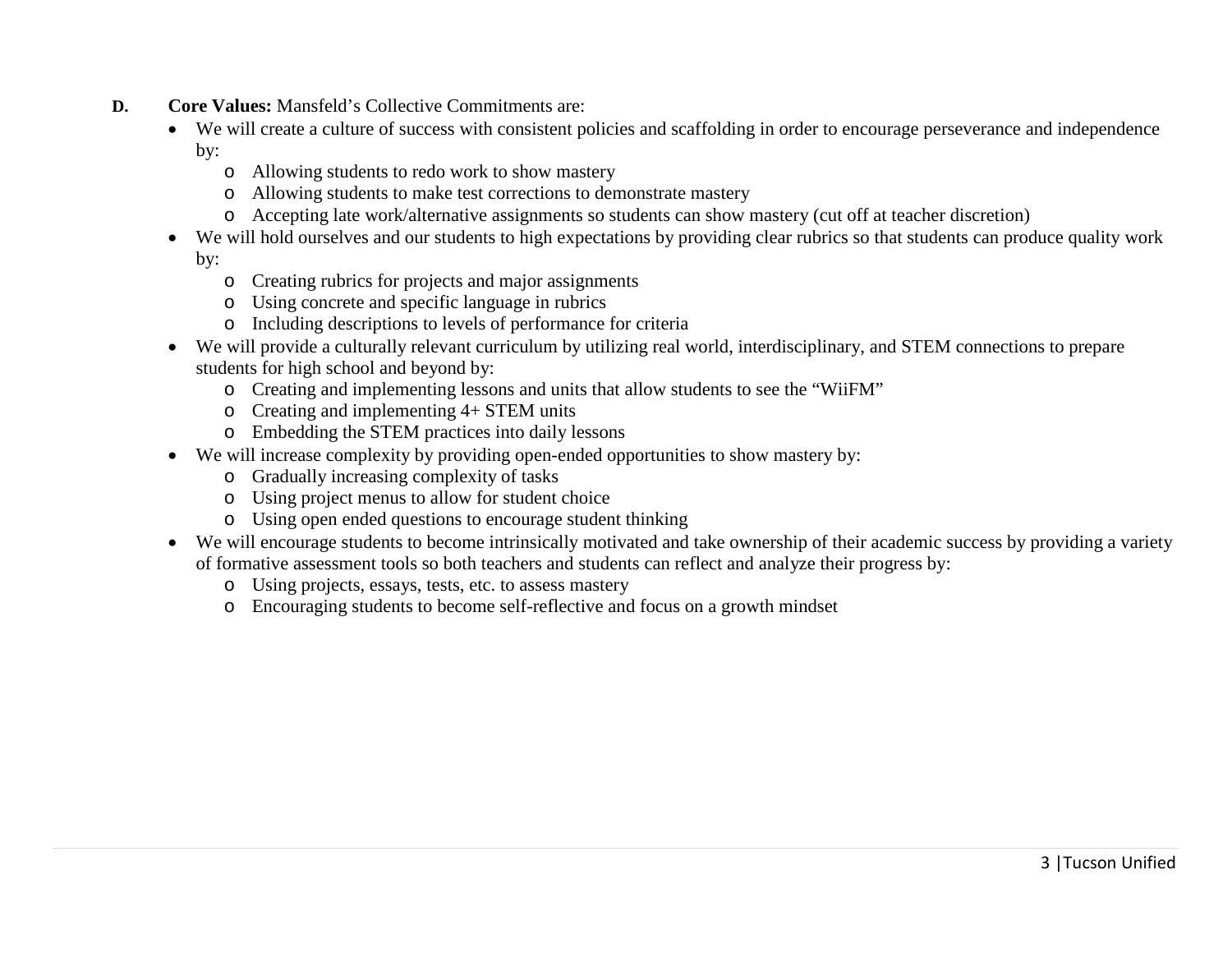**D. Core Values:** Mansfeld's Collective Commitments are:

- We will create a culture of success with consistent policies and scaffolding in order to encourage perseverance and independence by:
  - Allowing students to redo work to show mastery
  - Allowing students to make test corrections to demonstrate mastery
  - Accepting late work/alternative assignments so students can show mastery (cut off at teacher discretion)
- We will hold ourselves and our students to high expectations by providing clear rubrics so that students can produce quality work by:
  - Creating rubrics for projects and major assignments
  - Using concrete and specific language in rubrics
  - Including descriptions to levels of performance for criteria
- We will provide a culturally relevant curriculum by utilizing real world, interdisciplinary, and STEM connections to prepare students for high school and beyond by:
  - Creating and implementing lessons and units that allow students to see the "WiiFM"
  - Creating and implementing 4+ STEM units
  - Embedding the STEM practices into daily lessons
- We will increase complexity by providing open-ended opportunities to show mastery by:
  - Gradually increasing complexity of tasks
  - Using project menus to allow for student choice
  - Using open ended questions to encourage student thinking
- We will encourage students to become intrinsically motivated and take ownership of their academic success by providing a variety of formative assessment tools so both teachers and students can reflect and analyze their progress by:
  - Using projects, essays, tests, etc. to assess mastery
  - Encouraging students to become self-reflective and focus on a growth mindset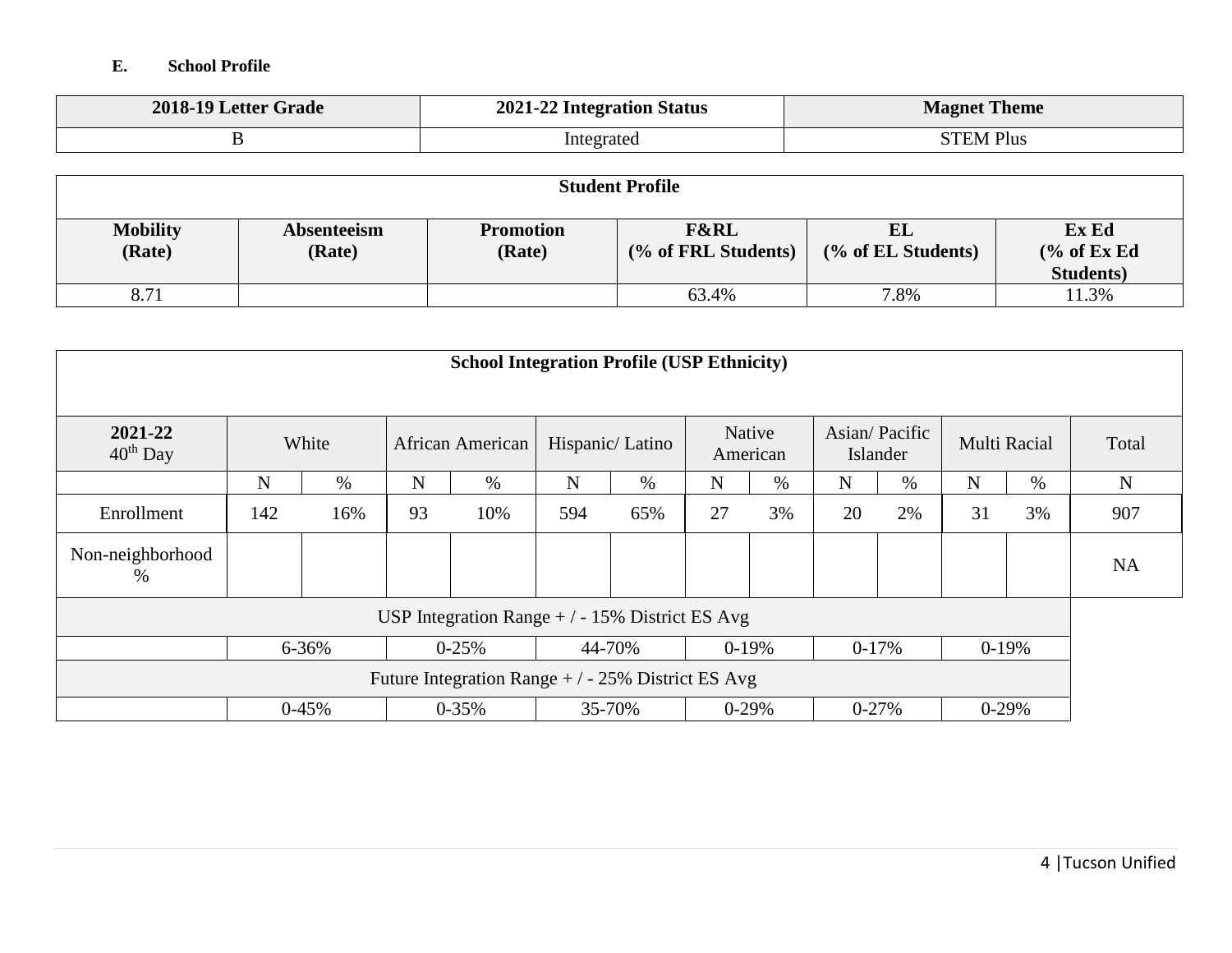### E. School Profile

| 2018-19 Letter Grade | 2021-22 Integration Status | Magnet Theme |
|---|---|---|
| B | Integrated | STEM Plus |

| Student Profile | | | | | |
|---|---|---|---|---|---|
| **Mobility (Rate)** | **Absenteeism (Rate)** | **Promotion (Rate)** | **F&RL (% of FRL Students)** | **EL (% of EL Students)** | **Ex Ed (% of Ex Ed Students)** |
| 8.71 | | | 63.4% | 7.8% | 11.3% |

| School Integration Profile (USP Ethnicity) | | | | | | | | | | | | | |
|---|---|---|---|---|---|---|---|---|---|---|---|---|---|
| **2021-22** 40th Day | White | | African American | | Hispanic/ Latino | | Native American | | Asian/ Pacific Islander | | Multi Racial | | Total |
| | N | % | N | % | N | % | N | % | N | % | N | % | N |
| Enrollment | 142 | 16% | 93 | 10% | 594 | 65% | 27 | 3% | 20 | 2% | 31 | 3% | 907 |
| Non-neighborhood % | | | | | | | | | | | | | NA |
| USP Integration Range + / - 15% District ES Avg | | | | | | | | | | | | | |
| | 6-36% | | 0-25% | | 44-70% | | 0-19% | | 0-17% | | 0-19% | | |
| Future Integration Range + / - 25% District ES Avg | | | | | | | | | | | | | |
| | 0-45% | | 0-35% | | 35-70% | | 0-29% | | 0-27% | | 0-29% | | |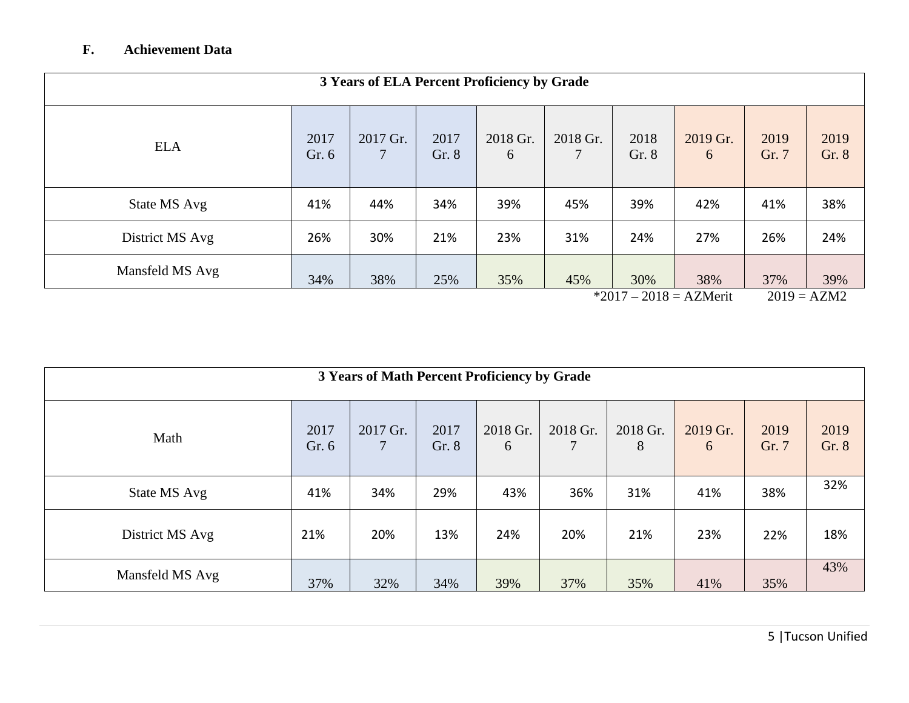### F. Achievement Data

| 3 Years of ELA Percent Proficiency by Grade | | | | | | | | | |
|---|---|---|---|---|---|---|---|---|---|
| ELA | 2017 Gr. 6 | 2017 Gr. 7 | 2017 Gr. 8 | 2018 Gr. 6 | 2018 Gr. 7 | 2018 Gr. 8 | 2019 Gr. 6 | 2019 Gr. 7 | 2019 Gr. 8 |
| State MS Avg | 41% | 44% | 34% | 39% | 45% | 39% | 42% | 41% | 38% |
| District MS Avg | 26% | 30% | 21% | 23% | 31% | 24% | 27% | 26% | 24% |
| Mansfeld MS Avg | 34% | 38% | 25% | 35% | 45% | 30% | 38% | 37% | 39% |

*2017 – 2018 = AZMerit 2019 = AZM2

| 3 Years of Math Percent Proficiency by Grade | | | | | | | | | |
|---|---|---|---|---|---|---|---|---|---|
| Math | 2017 Gr. 6 | 2017 Gr. 7 | 2017 Gr. 8 | 2018 Gr. 6 | 2018 Gr. 7 | 2018 Gr. 8 | 2019 Gr. 6 | 2019 Gr. 7 | 2019 Gr. 8 |
| State MS Avg | 41% | 34% | 29% | 43% | 36% | 31% | 41% | 38% | 32% |
| District MS Avg | 21% | 20% | 13% | 24% | 20% | 21% | 23% | 22% | 18% |
| Mansfeld MS Avg | 37% | 32% | 34% | 39% | 37% | 35% | 41% | 35% | 43% |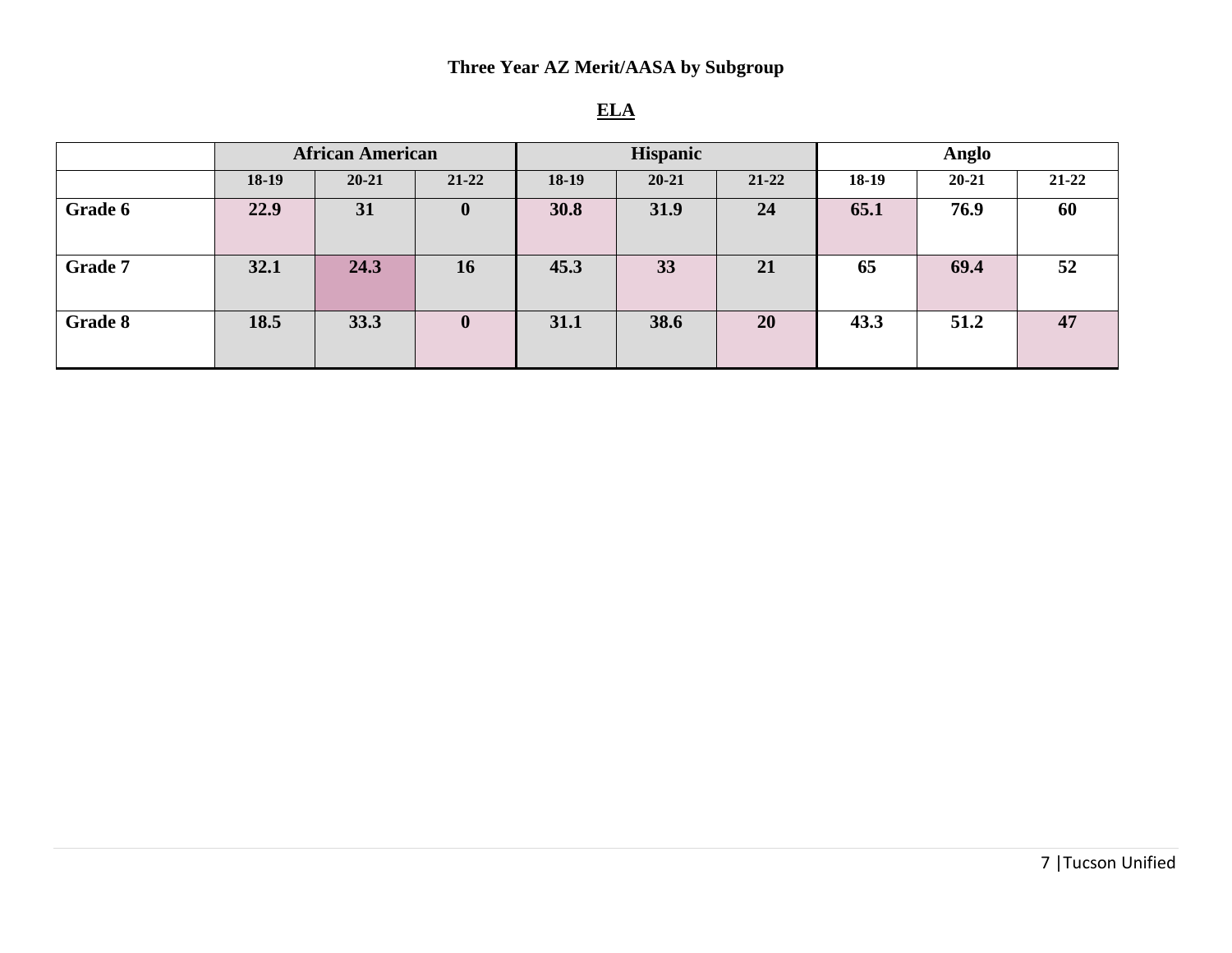## Three Year AZ Merit/AASA by Subgroup

### ELA

| | African American | | | Hispanic | | | Anglo | | |
|---|---|---|---|---|---|---|---|---|---|
| | 18-19 | 20-21 | 21-22 | 18-19 | 20-21 | 21-22 | 18-19 | 20-21 | 21-22 |
| **Grade 6** | **22.9** | **31** | **0** | **30.8** | **31.9** | **24** | **65.1** | **76.9** | **60** |
| **Grade 7** | **32.1** | **24.3** | **16** | **45.3** | **33** | **21** | **65** | **69.4** | **52** |
| **Grade 8** | **18.5** | **33.3** | **0** | **31.1** | **38.6** | **20** | **43.3** | **51.2** | **47** |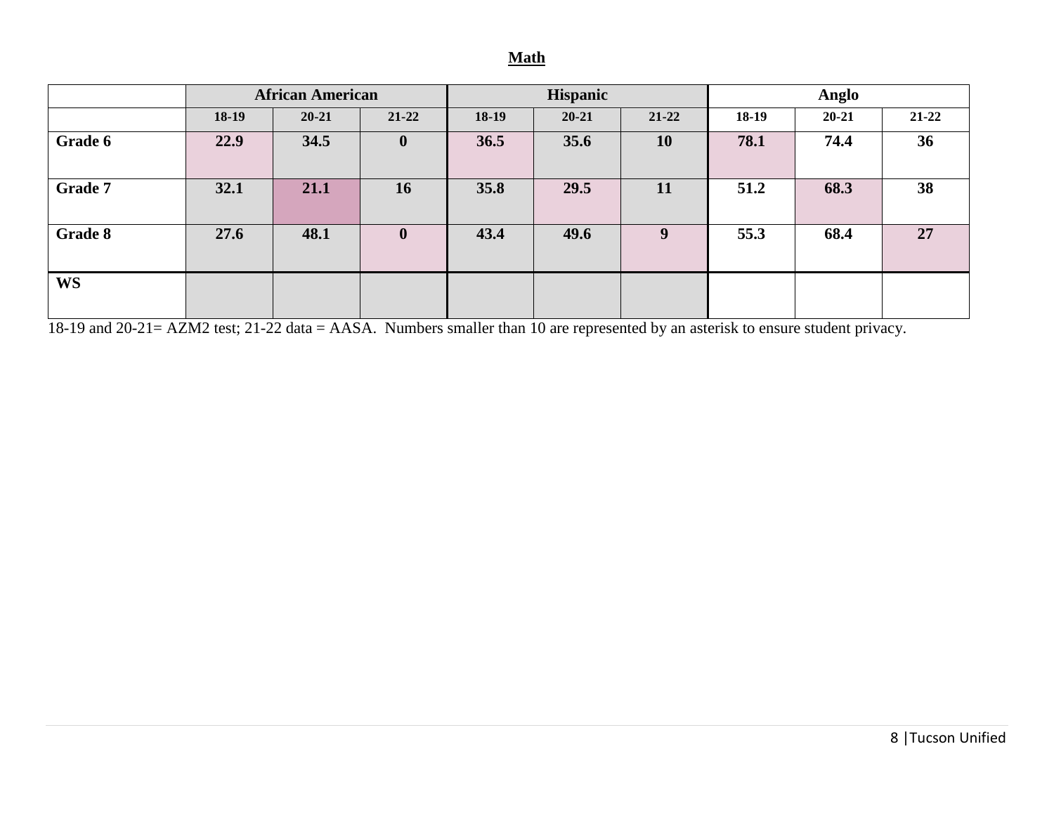**Math**

| | African American | | | Hispanic | | | Anglo | | |
|---|---|---|---|---|---|---|---|---|---|
| | 18-19 | 20-21 | 21-22 | 18-19 | 20-21 | 21-22 | 18-19 | 20-21 | 21-22 |
| **Grade 6** | **22.9** | **34.5** | **0** | **36.5** | **35.6** | **10** | **78.1** | **74.4** | **36** |
| **Grade 7** | **32.1** | **21.1** | **16** | **35.8** | **29.5** | **11** | **51.2** | **68.3** | **38** |
| **Grade 8** | **27.6** | **48.1** | **0** | **43.4** | **49.6** | **9** | **55.3** | **68.4** | **27** |
| **WS** | | | | | | | | | |

18-19 and 20-21= AZM2 test; 21-22 data = AASA. Numbers smaller than 10 are represented by an asterisk to ensure student privacy.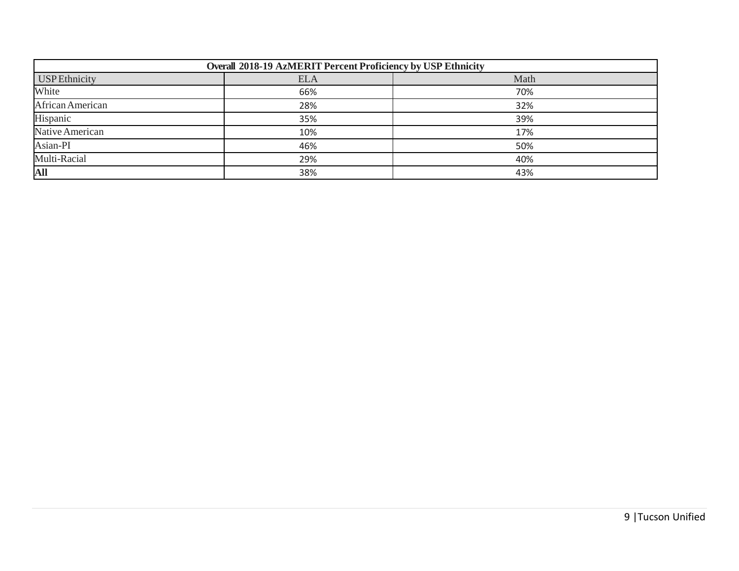| Overall 2018-19 AzMERIT Percent Proficiency by USP Ethnicity | | |
|---|---|---|
| USP Ethnicity | ELA | Math |
| White | 66% | 70% |
| African American | 28% | 32% |
| Hispanic | 35% | 39% |
| Native American | 10% | 17% |
| Asian-PI | 46% | 50% |
| Multi-Racial | 29% | 40% |
| **All** | 38% | 43% |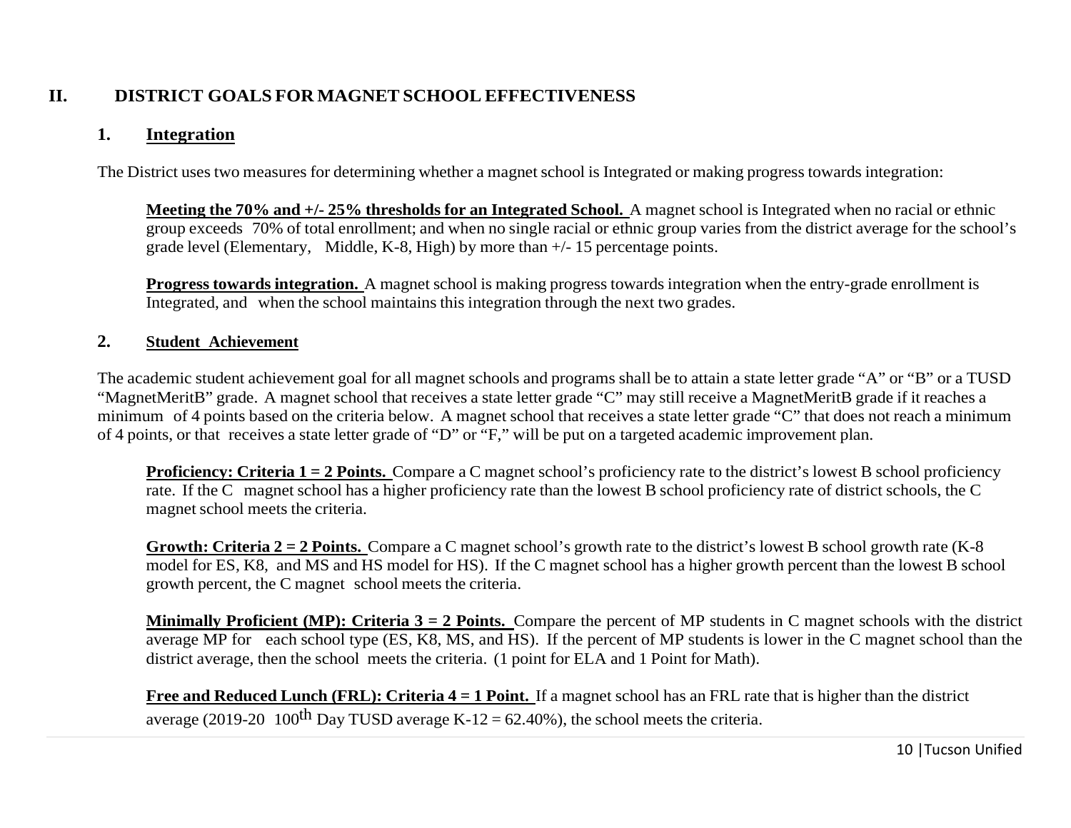## II. DISTRICT GOALS FOR MAGNET SCHOOL EFFECTIVENESS

### 1. Integration

The District uses two measures for determining whether a magnet school is Integrated or making progress towards integration:

**Meeting the 70% and +/- 25% thresholds for an Integrated School.** A magnet school is Integrated when no racial or ethnic group exceeds 70% of total enrollment; and when no single racial or ethnic group varies from the district average for the school's grade level (Elementary, Middle, K-8, High) by more than +/- 15 percentage points.

**Progress towards integration.** A magnet school is making progress towards integration when the entry-grade enrollment is Integrated, and when the school maintains this integration through the next two grades.

### 2. Student Achievement

The academic student achievement goal for all magnet schools and programs shall be to attain a state letter grade "A" or "B" or a TUSD "MagnetMeritB" grade. A magnet school that receives a state letter grade "C" may still receive a MagnetMeritB grade if it reaches a minimum of 4 points based on the criteria below. A magnet school that receives a state letter grade "C" that does not reach a minimum of 4 points, or that receives a state letter grade of "D" or "F," will be put on a targeted academic improvement plan.

**Proficiency: Criteria 1 = 2 Points.** Compare a C magnet school's proficiency rate to the district's lowest B school proficiency rate. If the C magnet school has a higher proficiency rate than the lowest B school proficiency rate of district schools, the C magnet school meets the criteria.

**Growth: Criteria 2 = 2 Points.** Compare a C magnet school's growth rate to the district's lowest B school growth rate (K-8 model for ES, K8, and MS and HS model for HS). If the C magnet school has a higher growth percent than the lowest B school growth percent, the C magnet school meets the criteria.

**Minimally Proficient (MP): Criteria 3 = 2 Points.** Compare the percent of MP students in C magnet schools with the district average MP for each school type (ES, K8, MS, and HS). If the percent of MP students is lower in the C magnet school than the district average, then the school meets the criteria. (1 point for ELA and 1 Point for Math).

**Free and Reduced Lunch (FRL): Criteria 4 = 1 Point.** If a magnet school has an FRL rate that is higher than the district average (2019-20 100th Day TUSD average K-12 = 62.40%), the school meets the criteria.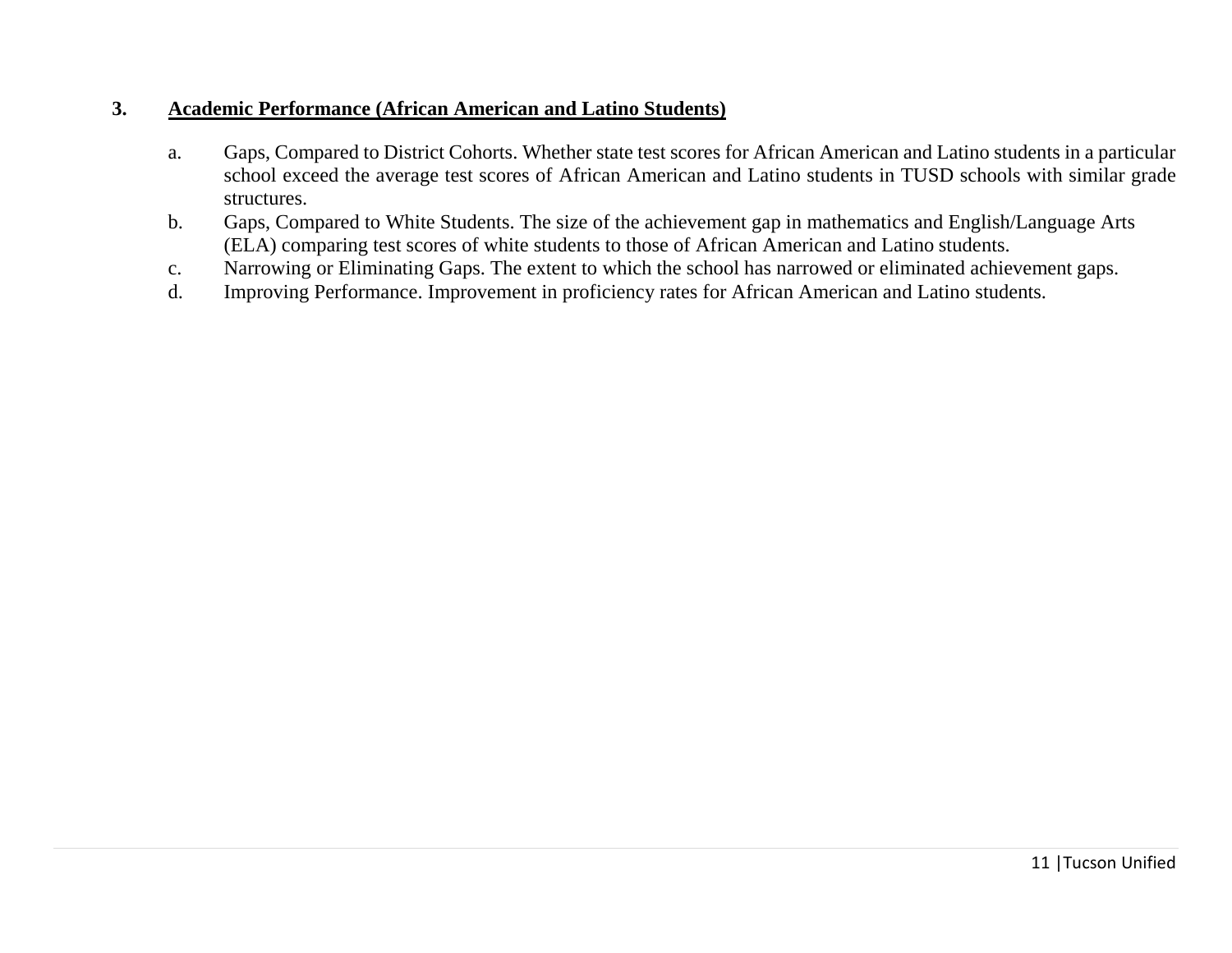3. **<u>Academic Performance (African American and Latino Students)</u>**

   a. Gaps, Compared to District Cohorts. Whether state test scores for African American and Latino students in a particular school exceed the average test scores of African American and Latino students in TUSD schools with similar grade structures.
   b. Gaps, Compared to White Students. The size of the achievement gap in mathematics and English/Language Arts (ELA) comparing test scores of white students to those of African American and Latino students.
   c. Narrowing or Eliminating Gaps. The extent to which the school has narrowed or eliminated achievement gaps.
   d. Improving Performance. Improvement in proficiency rates for African American and Latino students.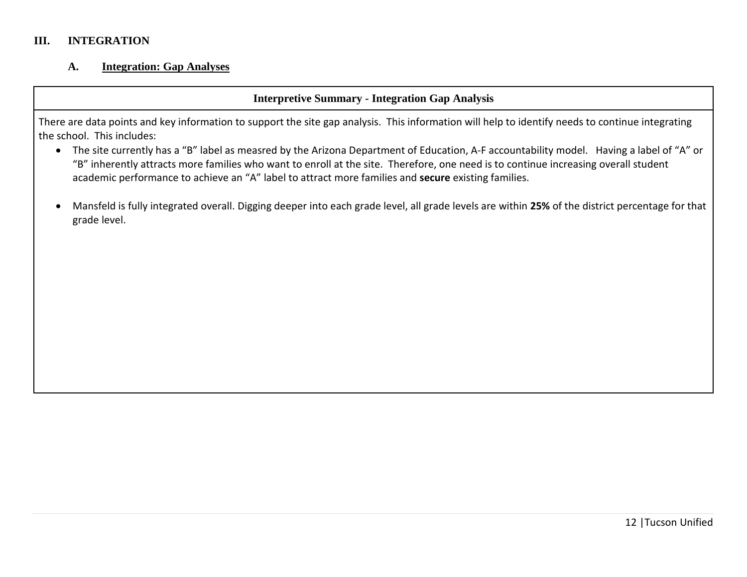# III. INTEGRATION

## A. Integration: Gap Analyses

| Interpretive Summary - Integration Gap Analysis |
|---|
| There are data points and key information to support the site gap analysis. This information will help to identify needs to continue integrating the school. This includes:<br>• The site currently has a "B" label as measred by the Arizona Department of Education, A-F accountability model. Having a label of "A" or "B" inherently attracts more families who want to enroll at the site. Therefore, one need is to continue increasing overall student academic performance to achieve an "A" label to attract more families and **secure** existing families.<br>• Mansfeld is fully integrated overall. Digging deeper into each grade level, all grade levels are within **25%** of the district percentage for that grade level. |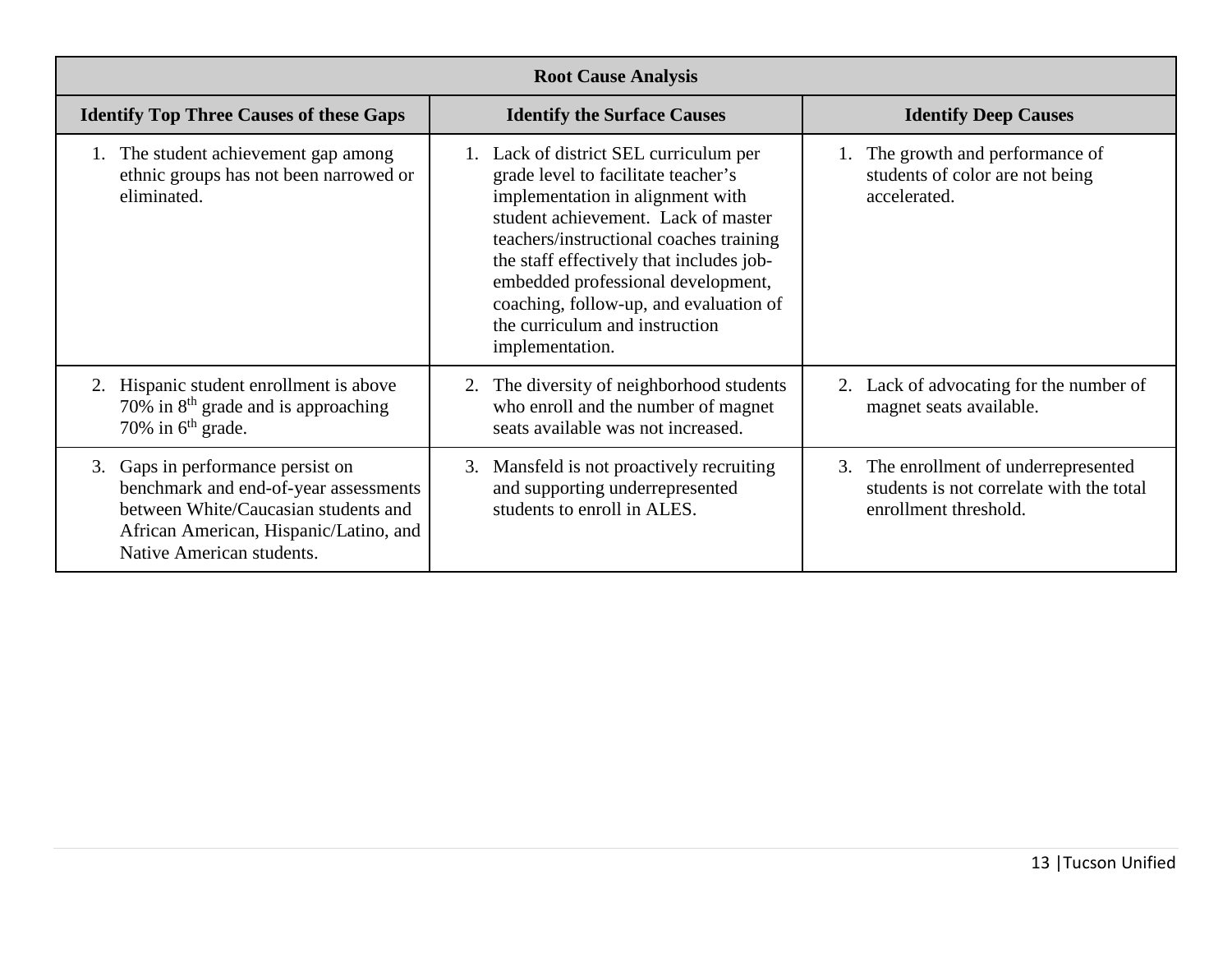| Root Cause Analysis | | |
|---|---|---|
| **Identify Top Three Causes of these Gaps** | **Identify the Surface Causes** | **Identify Deep Causes** |
| 1. The student achievement gap among ethnic groups has not been narrowed or eliminated. | 1. Lack of district SEL curriculum per grade level to facilitate teacher's implementation in alignment with student achievement. Lack of master teachers/instructional coaches training the staff effectively that includes job-embedded professional development, coaching, follow-up, and evaluation of the curriculum and instruction implementation. | 1. The growth and performance of students of color are not being accelerated. |
| 2. Hispanic student enrollment is above 70% in 8th grade and is approaching 70% in 6th grade. | 2. The diversity of neighborhood students who enroll and the number of magnet seats available was not increased. | 2. Lack of advocating for the number of magnet seats available. |
| 3. Gaps in performance persist on benchmark and end-of-year assessments between White/Caucasian students and African American, Hispanic/Latino, and Native American students. | 3. Mansfeld is not proactively recruiting and supporting underrepresented students to enroll in ALES. | 3. The enrollment of underrepresented students is not correlate with the total enrollment threshold. |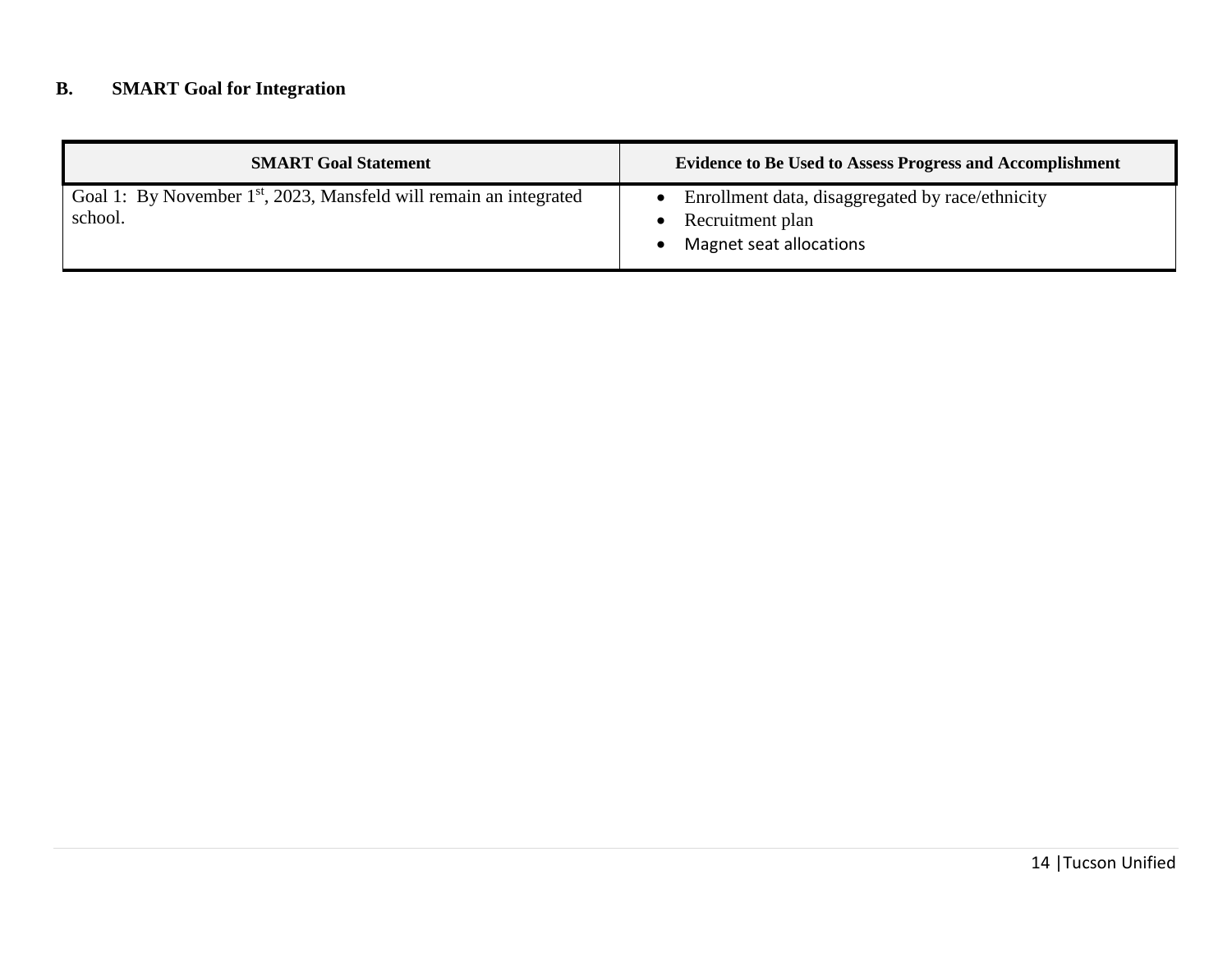### B. SMART Goal for Integration

| SMART Goal Statement | Evidence to Be Used to Assess Progress and Accomplishment |
|---|---|
| Goal 1: By November 1st, 2023, Mansfeld will remain an integrated school. | • Enrollment data, disaggregated by race/ethnicity<br>• Recruitment plan<br>• Magnet seat allocations |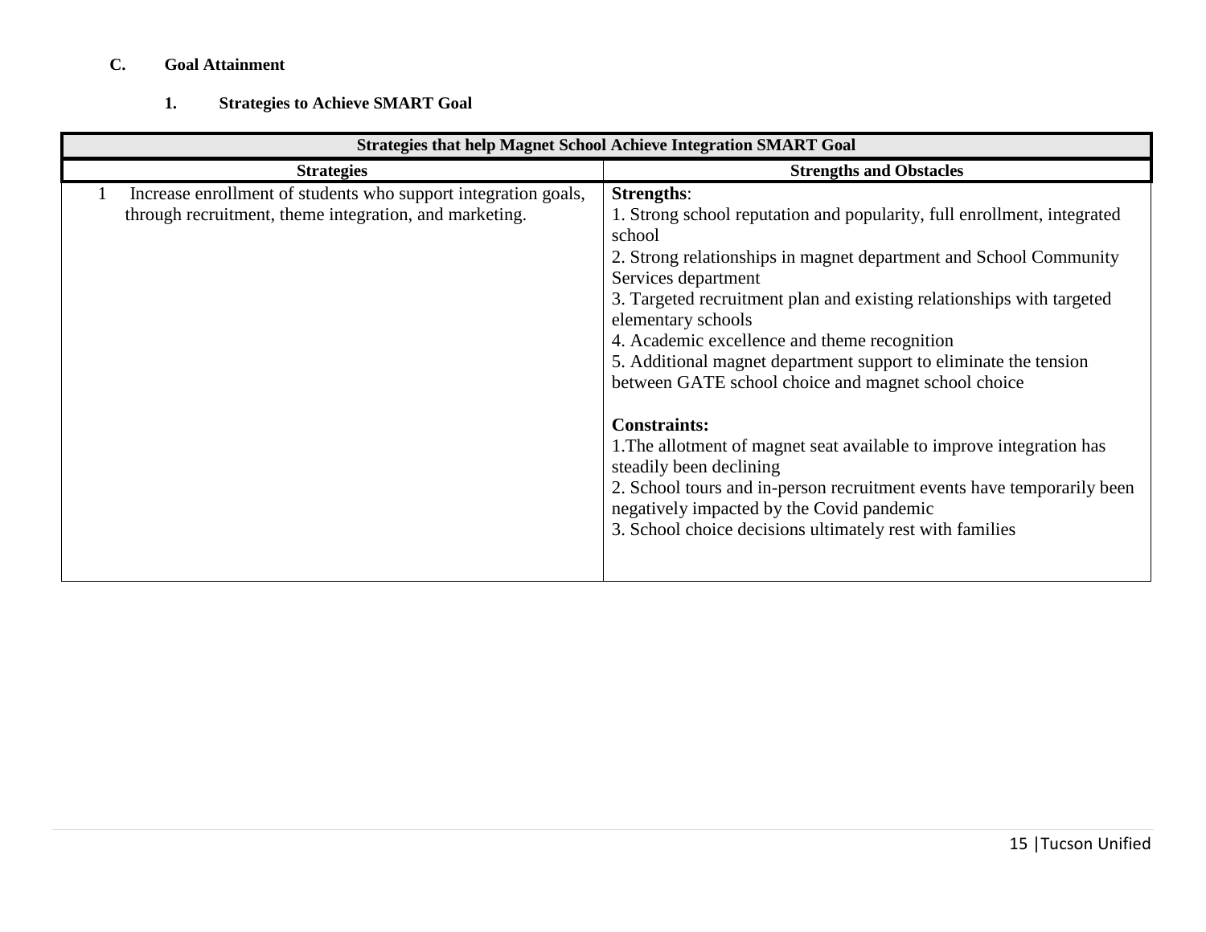### C. Goal Attainment

#### 1. Strategies to Achieve SMART Goal

| Strategies that help Magnet School Achieve Integration SMART Goal | |
|---|---|
| **Strategies** | **Strengths and Obstacles** |
| 1 Increase enrollment of students who support integration goals, through recruitment, theme integration, and marketing. | **Strengths**:<br>1. Strong school reputation and popularity, full enrollment, integrated school<br>2. Strong relationships in magnet department and School Community Services department<br>3. Targeted recruitment plan and existing relationships with targeted elementary schools<br>4. Academic excellence and theme recognition<br>5. Additional magnet department support to eliminate the tension between GATE school choice and magnet school choice<br><br>**Constraints:**<br>1.The allotment of magnet seat available to improve integration has steadily been declining<br>2. School tours and in-person recruitment events have temporarily been negatively impacted by the Covid pandemic<br>3. School choice decisions ultimately rest with families |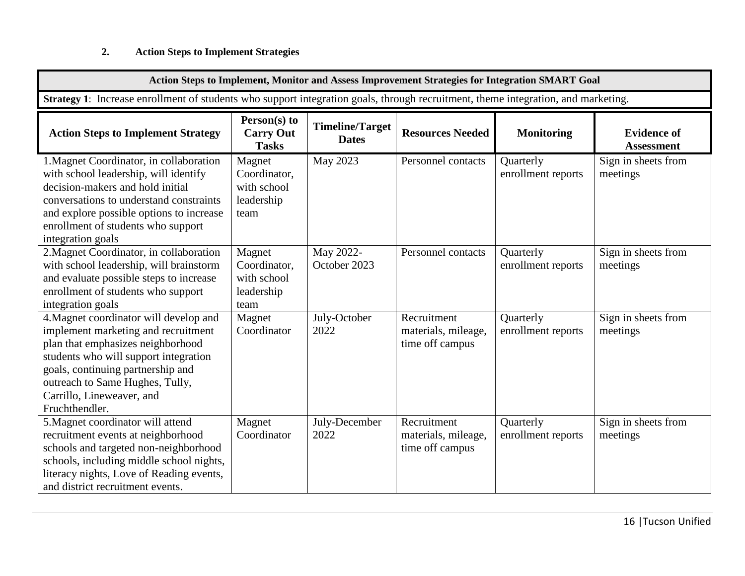**2. Action Steps to Implement Strategies**

| Action Steps to Implement, Monitor and Assess Improvement Strategies for Integration SMART Goal | | | | | |
|---|---|---|---|---|---|
| **Strategy 1**: Increase enrollment of students who support integration goals, through recruitment, theme integration, and marketing. | | | | | |
| **Action Steps to Implement Strategy** | **Person(s) to Carry Out Tasks** | **Timeline/Target Dates** | **Resources Needed** | **Monitoring** | **Evidence of Assessment** |
| 1.Magnet Coordinator, in collaboration with school leadership, will identify decision-makers and hold initial conversations to understand constraints and explore possible options to increase enrollment of students who support integration goals | Magnet Coordinator, with school leadership team | May 2023 | Personnel contacts | Quarterly enrollment reports | Sign in sheets from meetings |
| 2.Magnet Coordinator, in collaboration with school leadership, will brainstorm and evaluate possible steps to increase enrollment of students who support integration goals | Magnet Coordinator, with school leadership team | May 2022-October 2023 | Personnel contacts | Quarterly enrollment reports | Sign in sheets from meetings |
| 4.Magnet coordinator will develop and implement marketing and recruitment plan that emphasizes neighborhood students who will support integration goals, continuing partnership and outreach to Same Hughes, Tully, Carrillo, Lineweaver, and Fruchthendler. | Magnet Coordinator | July-October 2022 | Recruitment materials, mileage, time off campus | Quarterly enrollment reports | Sign in sheets from meetings |
| 5.Magnet coordinator will attend recruitment events at neighborhood schools and targeted non-neighborhood schools, including middle school nights, literacy nights, Love of Reading events, and district recruitment events. | Magnet Coordinator | July-December 2022 | Recruitment materials, mileage, time off campus | Quarterly enrollment reports | Sign in sheets from meetings |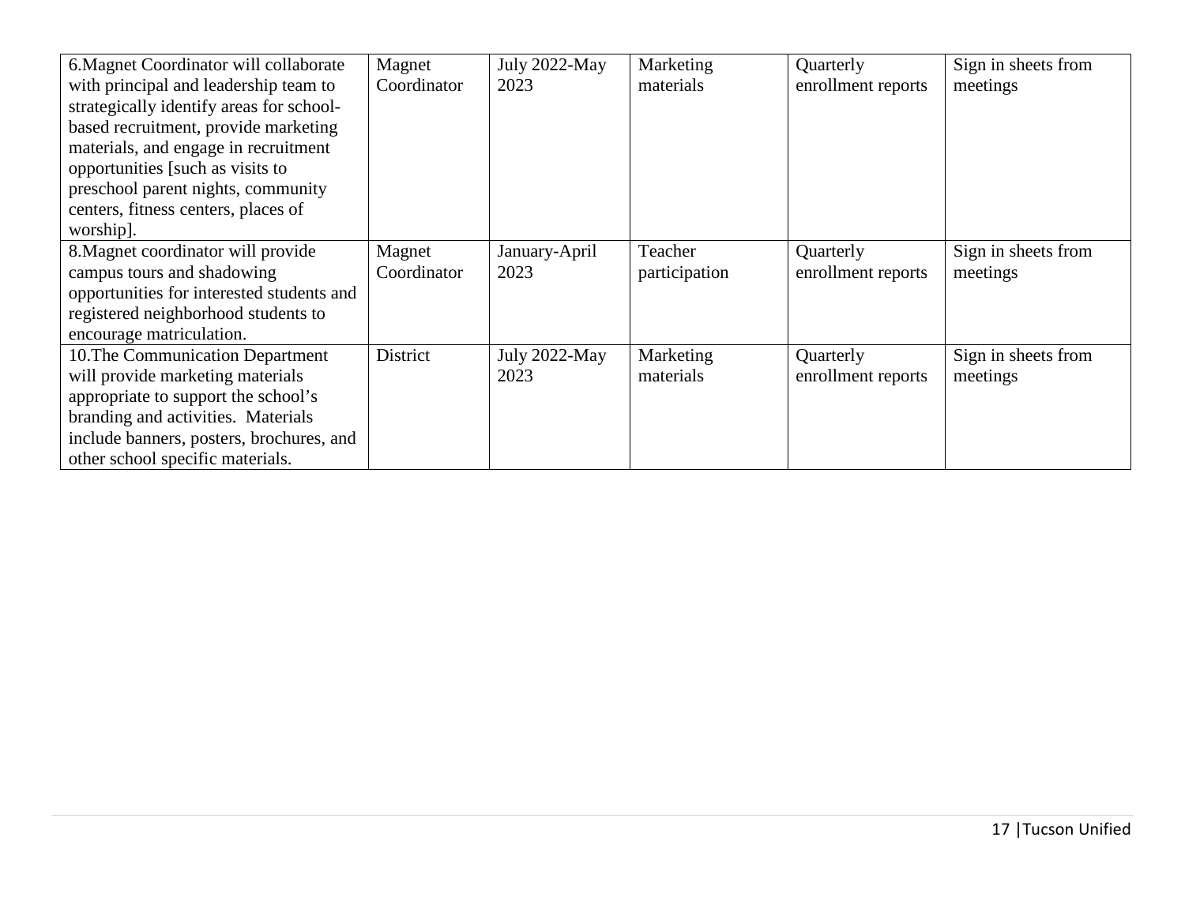| | | | | | |
|---|---|---|---|---|---|
| 6.Magnet Coordinator will collaborate with principal and leadership team to strategically identify areas for school-based recruitment, provide marketing materials, and engage in recruitment opportunities [such as visits to preschool parent nights, community centers, fitness centers, places of worship]. | Magnet Coordinator | July 2022-May 2023 | Marketing materials | Quarterly enrollment reports | Sign in sheets from meetings |
| 8.Magnet coordinator will provide campus tours and shadowing opportunities for interested students and registered neighborhood students to encourage matriculation. | Magnet Coordinator | January-April 2023 | Teacher participation | Quarterly enrollment reports | Sign in sheets from meetings |
| 10.The Communication Department will provide marketing materials appropriate to support the school's branding and activities. Materials include banners, posters, brochures, and other school specific materials. | District | July 2022-May 2023 | Marketing materials | Quarterly enrollment reports | Sign in sheets from meetings |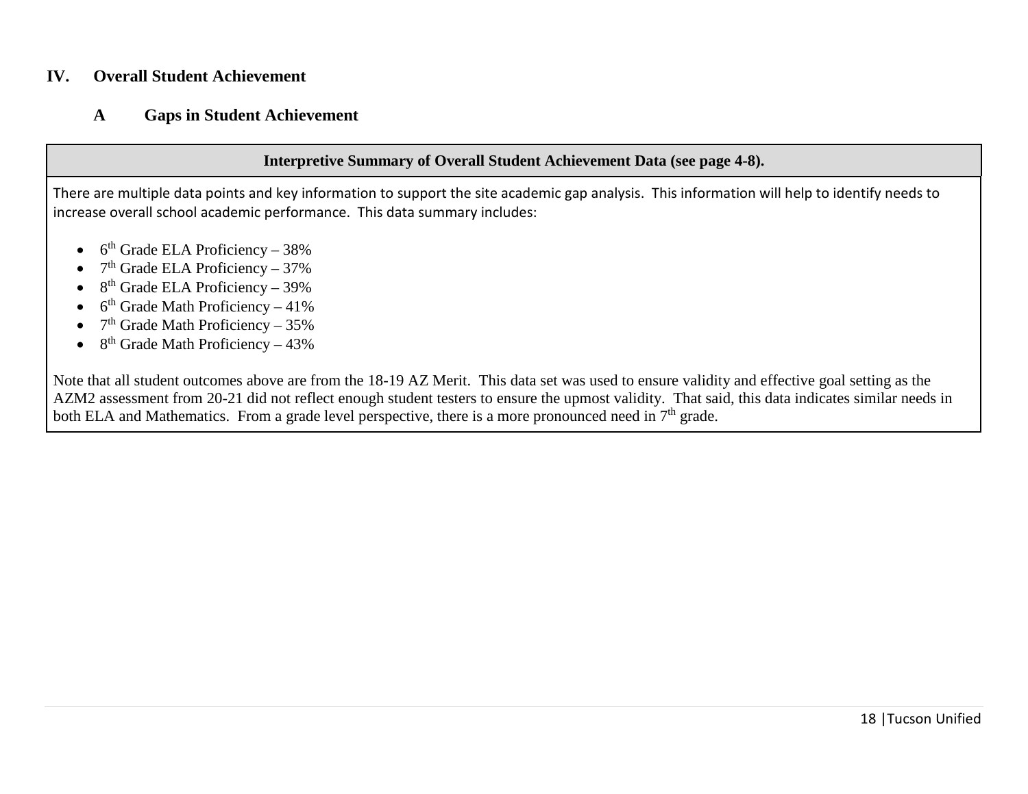# IV. Overall Student Achievement

## A Gaps in Student Achievement

**Interpretive Summary of Overall Student Achievement Data (see page 4-8).**

There are multiple data points and key information to support the site academic gap analysis. This information will help to identify needs to increase overall school academic performance. This data summary includes:

- 6th Grade ELA Proficiency – 38%
- 7th Grade ELA Proficiency – 37%
- 8th Grade ELA Proficiency – 39%
- 6th Grade Math Proficiency – 41%
- 7th Grade Math Proficiency – 35%
- 8th Grade Math Proficiency – 43%

Note that all student outcomes above are from the 18-19 AZ Merit. This data set was used to ensure validity and effective goal setting as the AZM2 assessment from 20-21 did not reflect enough student testers to ensure the upmost validity. That said, this data indicates similar needs in both ELA and Mathematics. From a grade level perspective, there is a more pronounced need in 7th grade.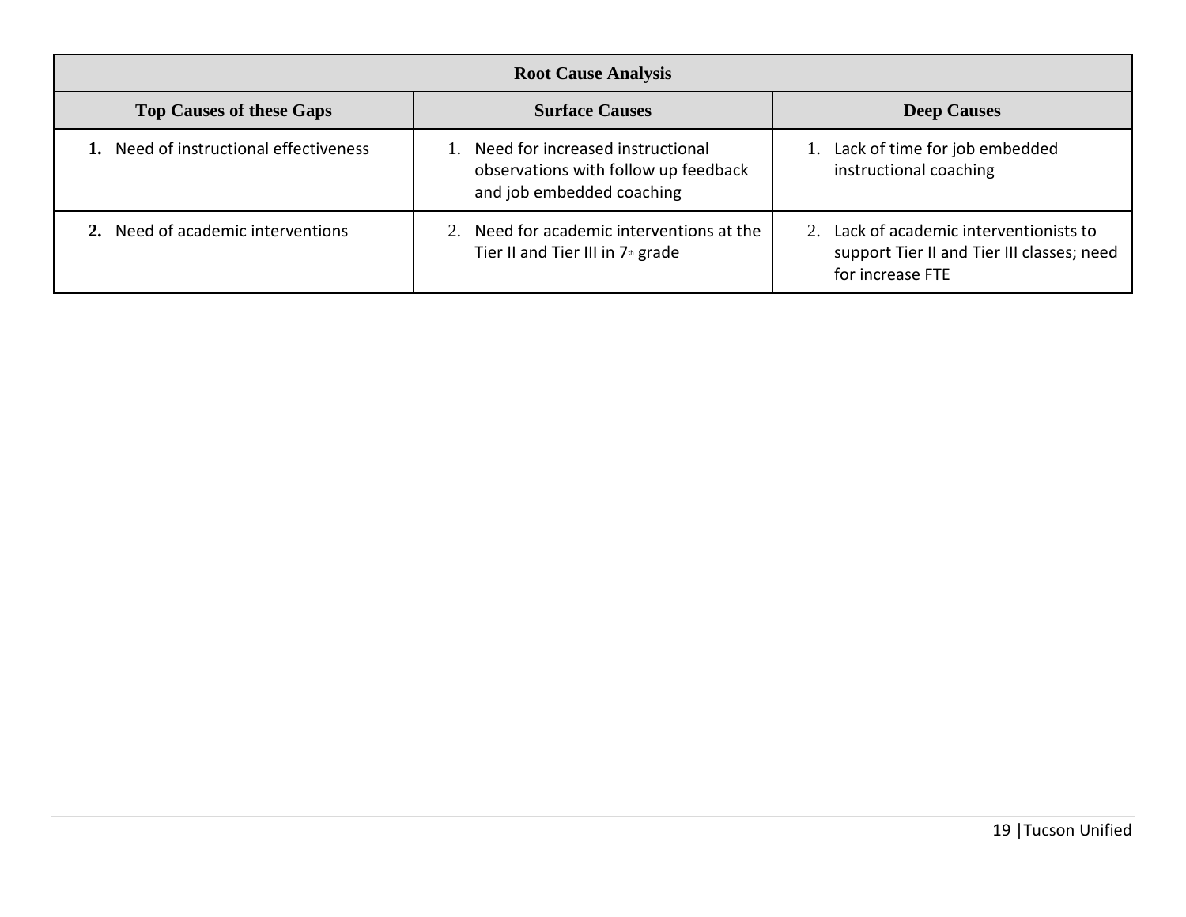| Root Cause Analysis | | |
|---|---|---|
| **Top Causes of these Gaps** | **Surface Causes** | **Deep Causes** |
| **1.** Need of instructional effectiveness | 1. Need for increased instructional observations with follow up feedback and job embedded coaching | 1. Lack of time for job embedded instructional coaching |
| **2.** Need of academic interventions | 2. Need for academic interventions at the Tier II and Tier III in 7th grade | 2. Lack of academic interventionists to support Tier II and Tier III classes; need for increase FTE |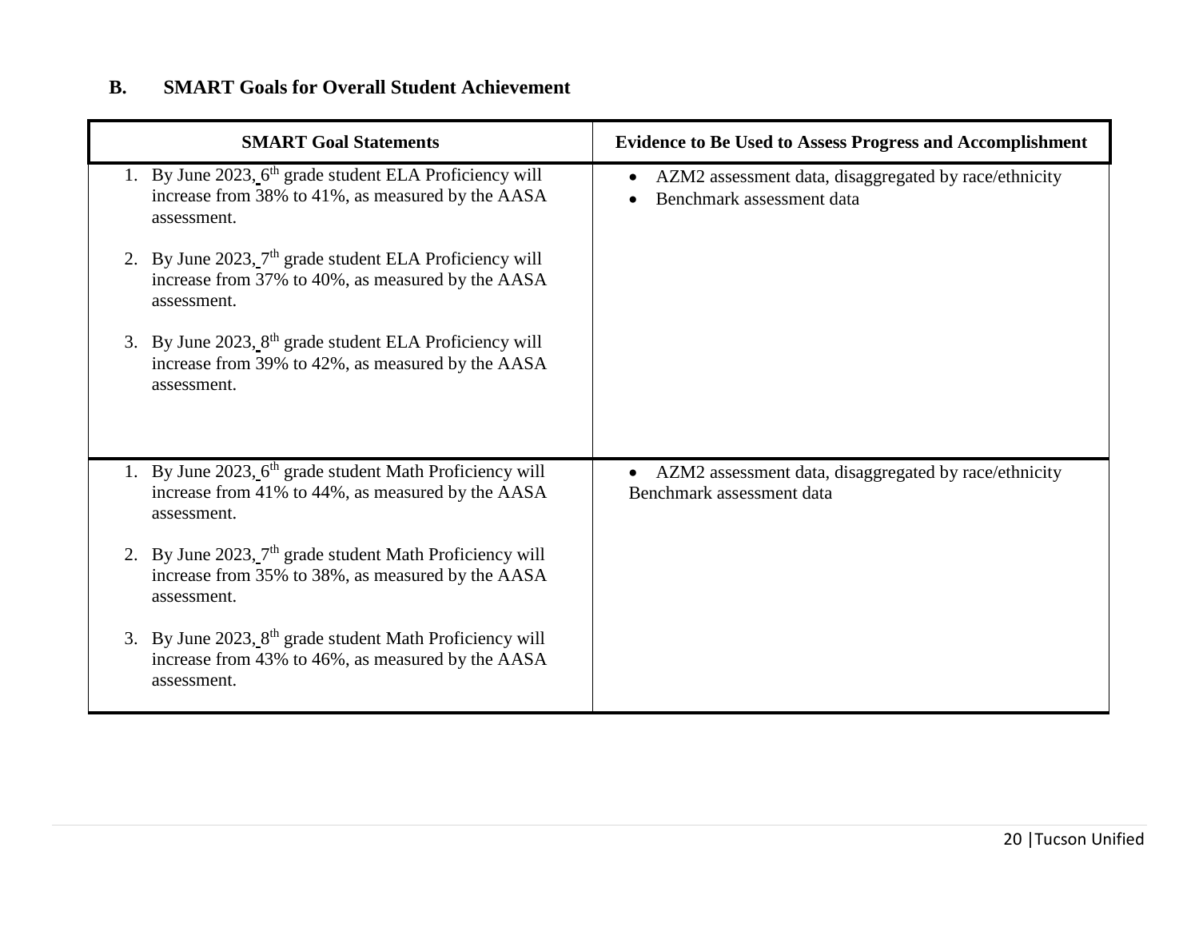## B. SMART Goals for Overall Student Achievement

| SMART Goal Statements | Evidence to Be Used to Assess Progress and Accomplishment |
|---|---|
| 1. By June 2023, 6th grade student ELA Proficiency will increase from 38% to 41%, as measured by the AASA assessment.<br><br>2. By June 2023, 7th grade student ELA Proficiency will increase from 37% to 40%, as measured by the AASA assessment.<br><br>3. By June 2023, 8th grade student ELA Proficiency will increase from 39% to 42%, as measured by the AASA assessment. | • AZM2 assessment data, disaggregated by race/ethnicity<br>• Benchmark assessment data |
| 1. By June 2023, 6th grade student Math Proficiency will increase from 41% to 44%, as measured by the AASA assessment.<br><br>2. By June 2023, 7th grade student Math Proficiency will increase from 35% to 38%, as measured by the AASA assessment.<br><br>3. By June 2023, 8th grade student Math Proficiency will increase from 43% to 46%, as measured by the AASA assessment. | • AZM2 assessment data, disaggregated by race/ethnicity<br>Benchmark assessment data |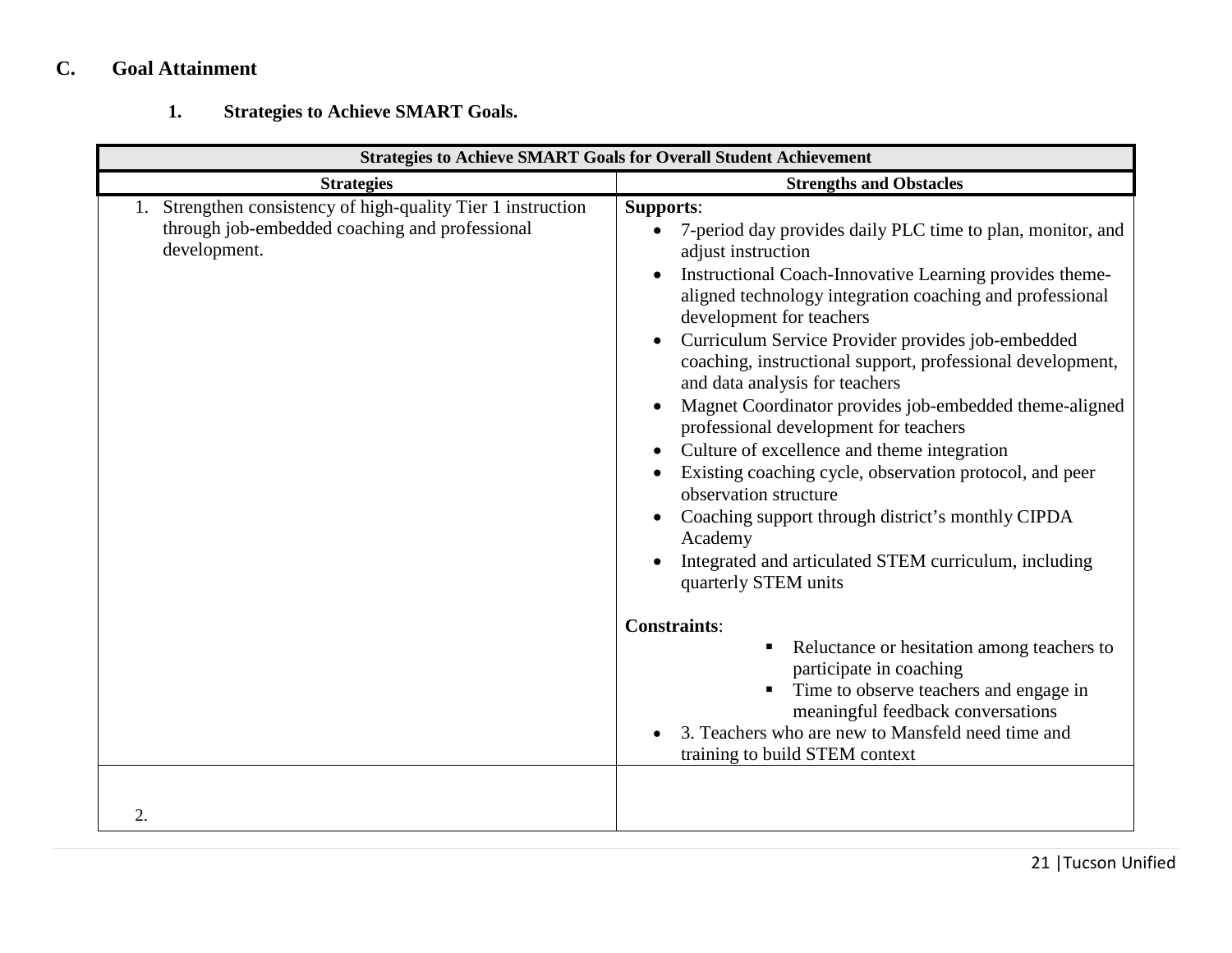### C. Goal Attainment

#### 1. Strategies to Achieve SMART Goals.

| Strategies to Achieve SMART Goals for Overall Student Achievement | |
|---|---|
| **Strategies** | **Strengths and Obstacles** |
| 1. Strengthen consistency of high-quality Tier 1 instruction through job-embedded coaching and professional development. | **Supports**:<br>• 7-period day provides daily PLC time to plan, monitor, and adjust instruction<br>• Instructional Coach-Innovative Learning provides theme-aligned technology integration coaching and professional development for teachers<br>• Curriculum Service Provider provides job-embedded coaching, instructional support, professional development, and data analysis for teachers<br>• Magnet Coordinator provides job-embedded theme-aligned professional development for teachers<br>• Culture of excellence and theme integration<br>• Existing coaching cycle, observation protocol, and peer observation structure<br>• Coaching support through district's monthly CIPDA Academy<br>• Integrated and articulated STEM curriculum, including quarterly STEM units<br><br>**Constraints**:<br>▪ Reluctance or hesitation among teachers to participate in coaching<br>▪ Time to observe teachers and engage in meaningful feedback conversations<br>• 3. Teachers who are new to Mansfeld need time and training to build STEM context |
| 2. | |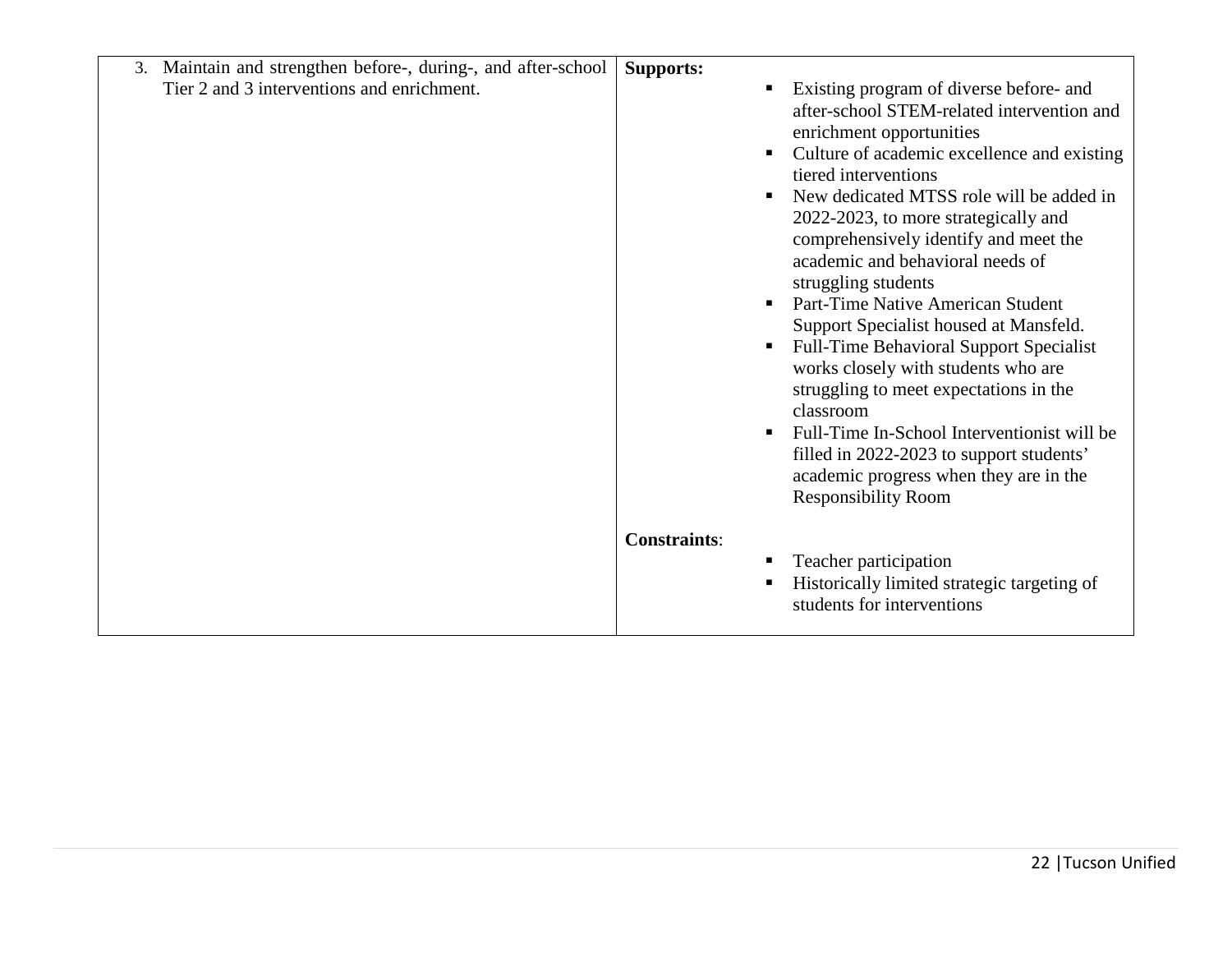| | |
|---|---|
| 3. Maintain and strengthen before-, during-, and after-school Tier 2 and 3 interventions and enrichment. | **Supports:**<br>▪ Existing program of diverse before- and after-school STEM-related intervention and enrichment opportunities<br>▪ Culture of academic excellence and existing tiered interventions<br>▪ New dedicated MTSS role will be added in 2022-2023, to more strategically and comprehensively identify and meet the academic and behavioral needs of struggling students<br>▪ Part-Time Native American Student Support Specialist housed at Mansfeld.<br>▪ Full-Time Behavioral Support Specialist works closely with students who are struggling to meet expectations in the classroom<br>▪ Full-Time In-School Interventionist will be filled in 2022-2023 to support students' academic progress when they are in the Responsibility Room<br><br>**Constraints**:<br>▪ Teacher participation<br>▪ Historically limited strategic targeting of students for interventions |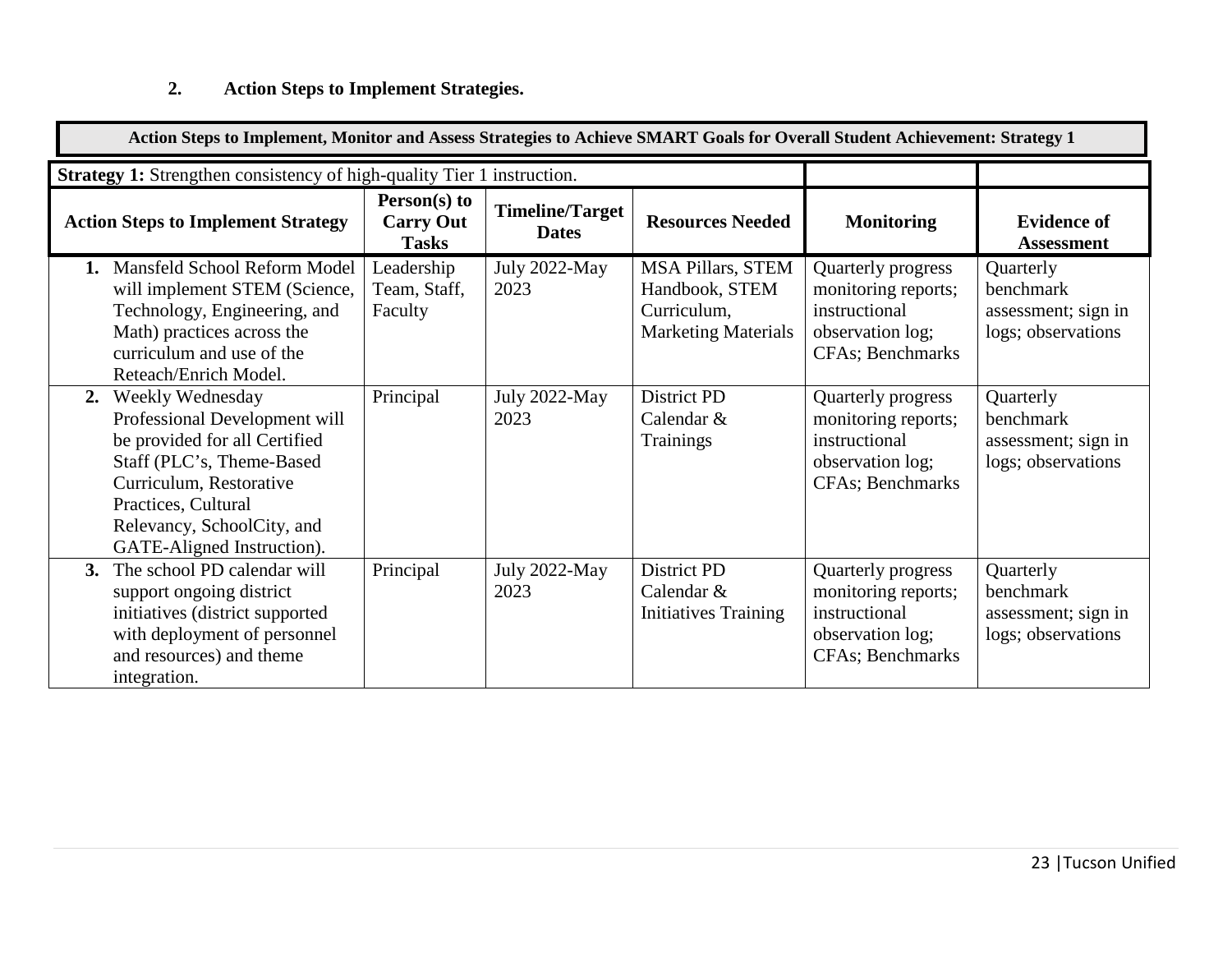**2. Action Steps to Implement Strategies.**

| Action Steps to Implement, Monitor and Assess Strategies to Achieve SMART Goals for Overall Student Achievement: Strategy 1 | | | | | |
|---|---|---|---|---|---|
| **Strategy 1:** Strengthen consistency of high-quality Tier 1 instruction. | | | | | |
| **Action Steps to Implement Strategy** | **Person(s) to Carry Out Tasks** | **Timeline/Target Dates** | **Resources Needed** | **Monitoring** | **Evidence of Assessment** |
| **1.** Mansfeld School Reform Model will implement STEM (Science, Technology, Engineering, and Math) practices across the curriculum and use of the Reteach/Enrich Model. | Leadership Team, Staff, Faculty | July 2022-May 2023 | MSA Pillars, STEM Handbook, STEM Curriculum, Marketing Materials | Quarterly progress monitoring reports; instructional observation log; CFAs; Benchmarks | Quarterly benchmark assessment; sign in logs; observations |
| **2.** Weekly Wednesday Professional Development will be provided for all Certified Staff (PLC's, Theme-Based Curriculum, Restorative Practices, Cultural Relevancy, SchoolCity, and GATE-Aligned Instruction). | Principal | July 2022-May 2023 | District PD Calendar & Trainings | Quarterly progress monitoring reports; instructional observation log; CFAs; Benchmarks | Quarterly benchmark assessment; sign in logs; observations |
| **3.** The school PD calendar will support ongoing district initiatives (district supported with deployment of personnel and resources) and theme integration. | Principal | July 2022-May 2023 | District PD Calendar & Initiatives Training | Quarterly progress monitoring reports; instructional observation log; CFAs; Benchmarks | Quarterly benchmark assessment; sign in logs; observations |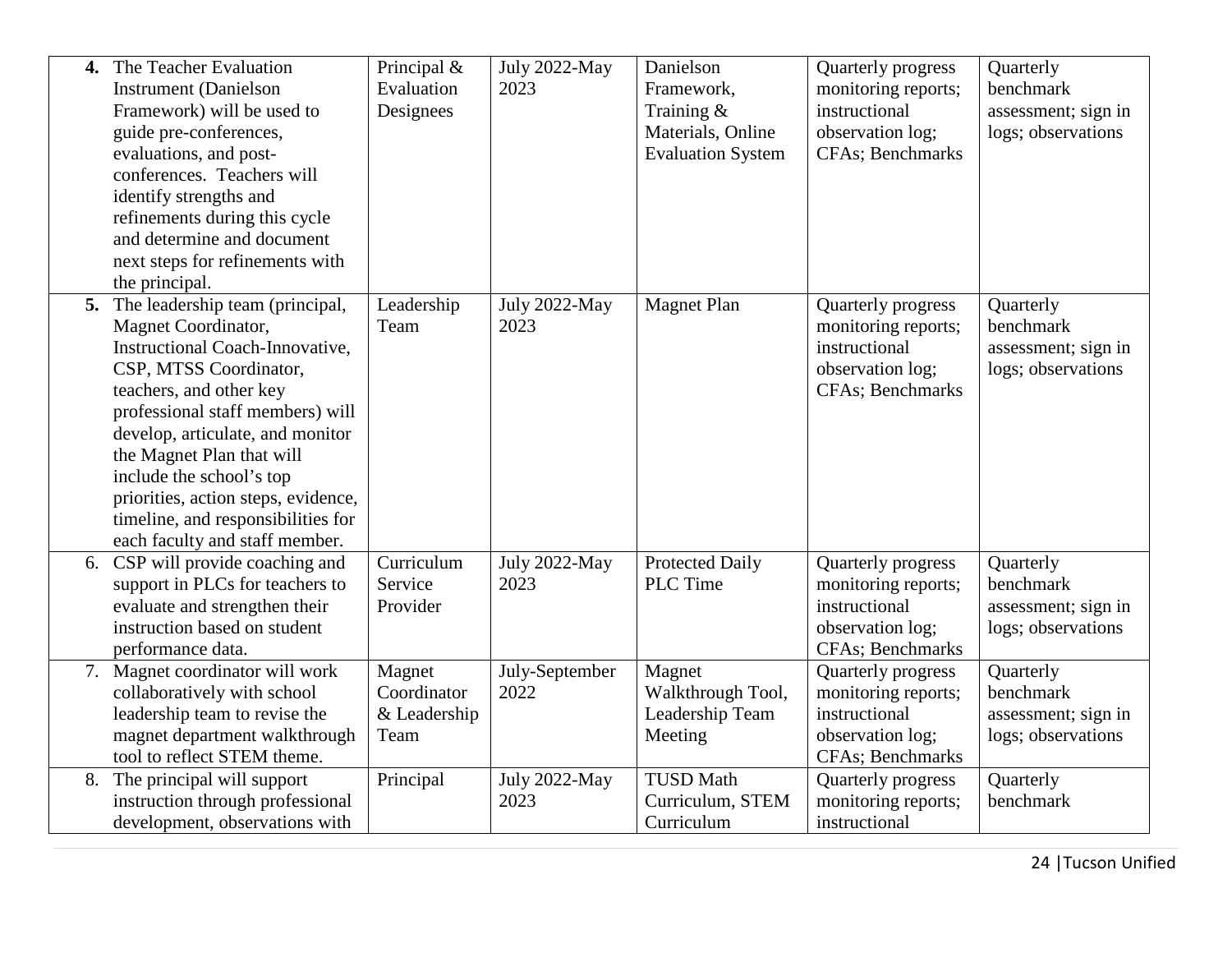| | | | | | |
|---|---|---|---|---|---|
| **4.** The Teacher Evaluation Instrument (Danielson Framework) will be used to guide pre-conferences, evaluations, and post-conferences. Teachers will identify strengths and refinements during this cycle and determine and document next steps for refinements with the principal. | Principal & Evaluation Designees | July 2022-May 2023 | Danielson Framework, Training & Materials, Online Evaluation System | Quarterly progress monitoring reports; instructional observation log; CFAs; Benchmarks | Quarterly benchmark assessment; sign in logs; observations |
| **5.** The leadership team (principal, Magnet Coordinator, Instructional Coach-Innovative, CSP, MTSS Coordinator, teachers, and other key professional staff members) will develop, articulate, and monitor the Magnet Plan that will include the school's top priorities, action steps, evidence, timeline, and responsibilities for each faculty and staff member. | Leadership Team | July 2022-May 2023 | Magnet Plan | Quarterly progress monitoring reports; instructional observation log; CFAs; Benchmarks | Quarterly benchmark assessment; sign in logs; observations |
| 6. CSP will provide coaching and support in PLCs for teachers to evaluate and strengthen their instruction based on student performance data. | Curriculum Service Provider | July 2022-May 2023 | Protected Daily PLC Time | Quarterly progress monitoring reports; instructional observation log; CFAs; Benchmarks | Quarterly benchmark assessment; sign in logs; observations |
| 7. Magnet coordinator will work collaboratively with school leadership team to revise the magnet department walkthrough tool to reflect STEM theme. | Magnet Coordinator & Leadership Team | July-September 2022 | Magnet Walkthrough Tool, Leadership Team Meeting | Quarterly progress monitoring reports; instructional observation log; CFAs; Benchmarks | Quarterly benchmark assessment; sign in logs; observations |
| 8. The principal will support instruction through professional development, observations with | Principal | July 2022-May 2023 | TUSD Math Curriculum, STEM Curriculum | Quarterly progress monitoring reports; instructional | Quarterly benchmark |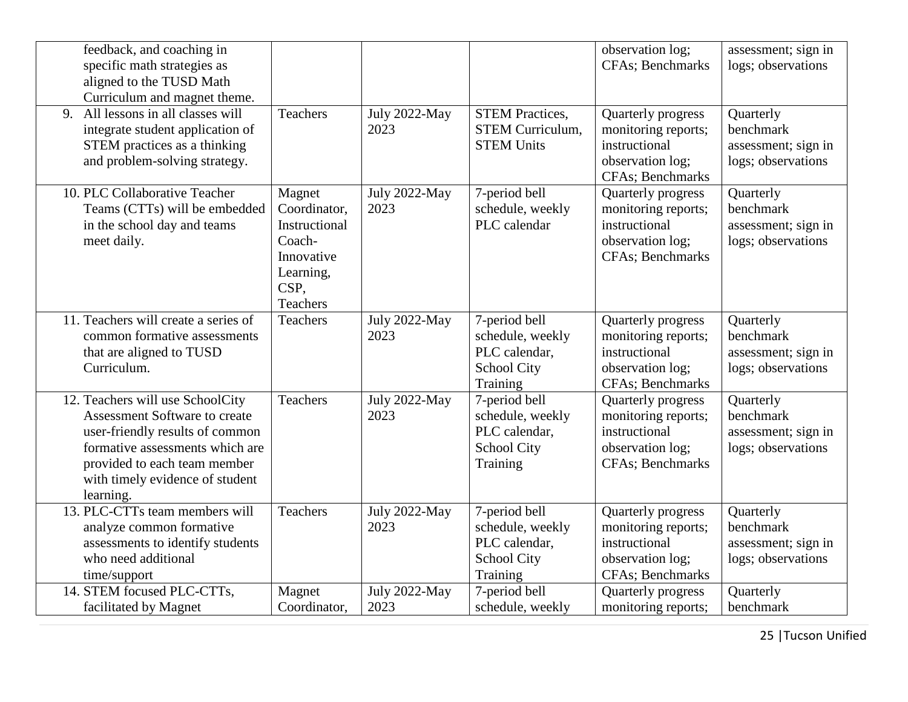| | | | | | |
|---|---|---|---|---|---|
| feedback, and coaching in specific math strategies as aligned to the TUSD Math Curriculum and magnet theme. | | | | observation log; CFAs; Benchmarks | assessment; sign in logs; observations |
| 9. All lessons in all classes will integrate student application of STEM practices as a thinking and problem-solving strategy. | Teachers | July 2022-May 2023 | STEM Practices, STEM Curriculum, STEM Units | Quarterly progress monitoring reports; instructional observation log; CFAs; Benchmarks | Quarterly benchmark assessment; sign in logs; observations |
| 10. PLC Collaborative Teacher Teams (CTTs) will be embedded in the school day and teams meet daily. | Magnet Coordinator, Instructional Coach-Innovative Learning, CSP, Teachers | July 2022-May 2023 | 7-period bell schedule, weekly PLC calendar | Quarterly progress monitoring reports; instructional observation log; CFAs; Benchmarks | Quarterly benchmark assessment; sign in logs; observations |
| 11. Teachers will create a series of common formative assessments that are aligned to TUSD Curriculum. | Teachers | July 2022-May 2023 | 7-period bell schedule, weekly PLC calendar, School City Training | Quarterly progress monitoring reports; instructional observation log; CFAs; Benchmarks | Quarterly benchmark assessment; sign in logs; observations |
| 12. Teachers will use SchoolCity Assessment Software to create user-friendly results of common formative assessments which are provided to each team member with timely evidence of student learning. | Teachers | July 2022-May 2023 | 7-period bell schedule, weekly PLC calendar, School City Training | Quarterly progress monitoring reports; instructional observation log; CFAs; Benchmarks | Quarterly benchmark assessment; sign in logs; observations |
| 13. PLC-CTTs team members will analyze common formative assessments to identify students who need additional time/support | Teachers | July 2022-May 2023 | 7-period bell schedule, weekly PLC calendar, School City Training | Quarterly progress monitoring reports; instructional observation log; CFAs; Benchmarks | Quarterly benchmark assessment; sign in logs; observations |
| 14. STEM focused PLC-CTTs, facilitated by Magnet | Magnet Coordinator, | July 2022-May 2023 | 7-period bell schedule, weekly | Quarterly progress monitoring reports; | Quarterly benchmark |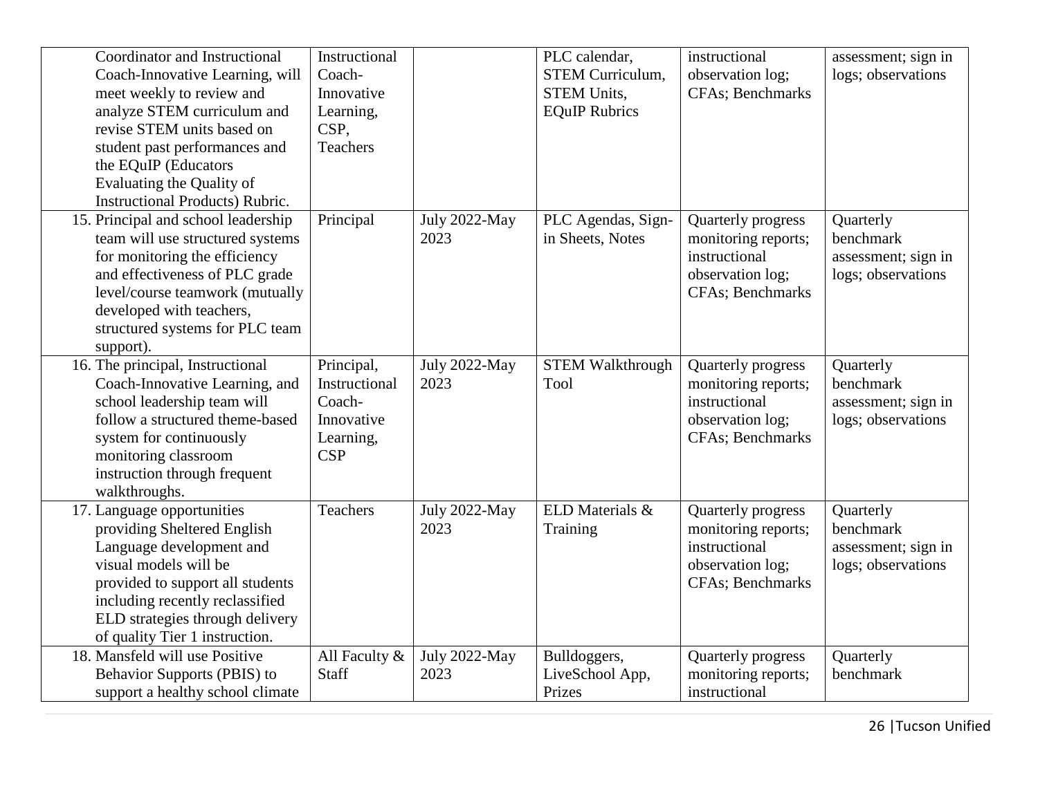| | | | | | |
|---|---|---|---|---|---|
| Coordinator and Instructional Coach-Innovative Learning, will meet weekly to review and analyze STEM curriculum and revise STEM units based on student past performances and the EQuIP (Educators Evaluating the Quality of Instructional Products) Rubric. | Instructional Coach-Innovative Learning, CSP, Teachers | | PLC calendar, STEM Curriculum, STEM Units, EQuIP Rubrics | instructional observation log; CFAs; Benchmarks | assessment; sign in logs; observations |
| 15. Principal and school leadership team will use structured systems for monitoring the efficiency and effectiveness of PLC grade level/course teamwork (mutually developed with teachers, structured systems for PLC team support). | Principal | July 2022-May 2023 | PLC Agendas, Sign-in Sheets, Notes | Quarterly progress monitoring reports; instructional observation log; CFAs; Benchmarks | Quarterly benchmark assessment; sign in logs; observations |
| 16. The principal, Instructional Coach-Innovative Learning, and school leadership team will follow a structured theme-based system for continuously monitoring classroom instruction through frequent walkthroughs. | Principal, Instructional Coach-Innovative Learning, CSP | July 2022-May 2023 | STEM Walkthrough Tool | Quarterly progress monitoring reports; instructional observation log; CFAs; Benchmarks | Quarterly benchmark assessment; sign in logs; observations |
| 17. Language opportunities providing Sheltered English Language development and visual models will be provided to support all students including recently reclassified ELD strategies through delivery of quality Tier 1 instruction. | Teachers | July 2022-May 2023 | ELD Materials & Training | Quarterly progress monitoring reports; instructional observation log; CFAs; Benchmarks | Quarterly benchmark assessment; sign in logs; observations |
| 18. Mansfeld will use Positive Behavior Supports (PBIS) to support a healthy school climate | All Faculty & Staff | July 2022-May 2023 | Bulldoggers, LiveSchool App, Prizes | Quarterly progress monitoring reports; instructional | Quarterly benchmark |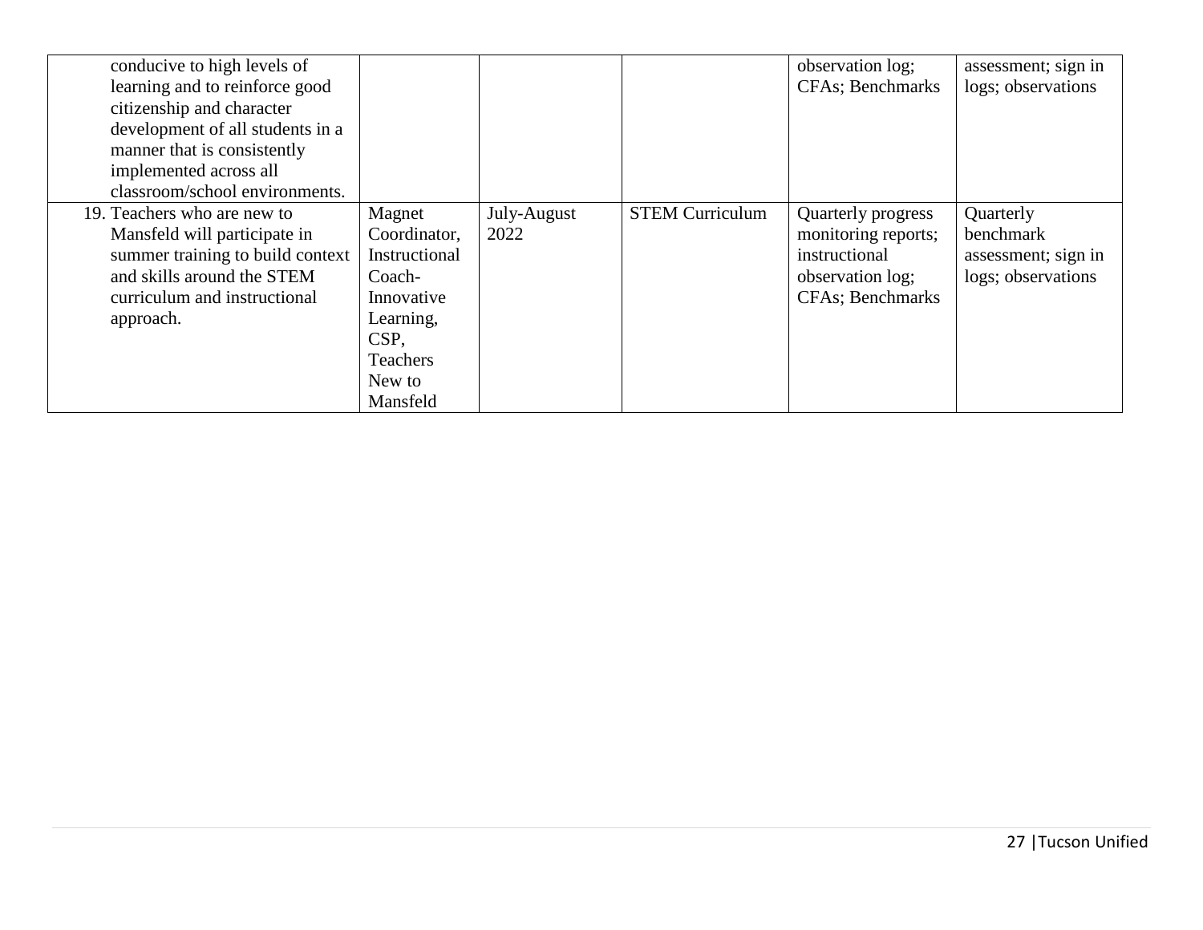| | | | | | |
|---|---|---|---|---|---|
| conducive to high levels of learning and to reinforce good citizenship and character development of all students in a manner that is consistently implemented across all classroom/school environments. | | | | observation log; CFAs; Benchmarks | assessment; sign in logs; observations |
| 19. Teachers who are new to Mansfeld will participate in summer training to build context and skills around the STEM curriculum and instructional approach. | Magnet Coordinator, Instructional Coach-Innovative Learning, CSP, Teachers New to Mansfeld | July-August 2022 | STEM Curriculum | Quarterly progress monitoring reports; instructional observation log; CFAs; Benchmarks | Quarterly benchmark assessment; sign in logs; observations |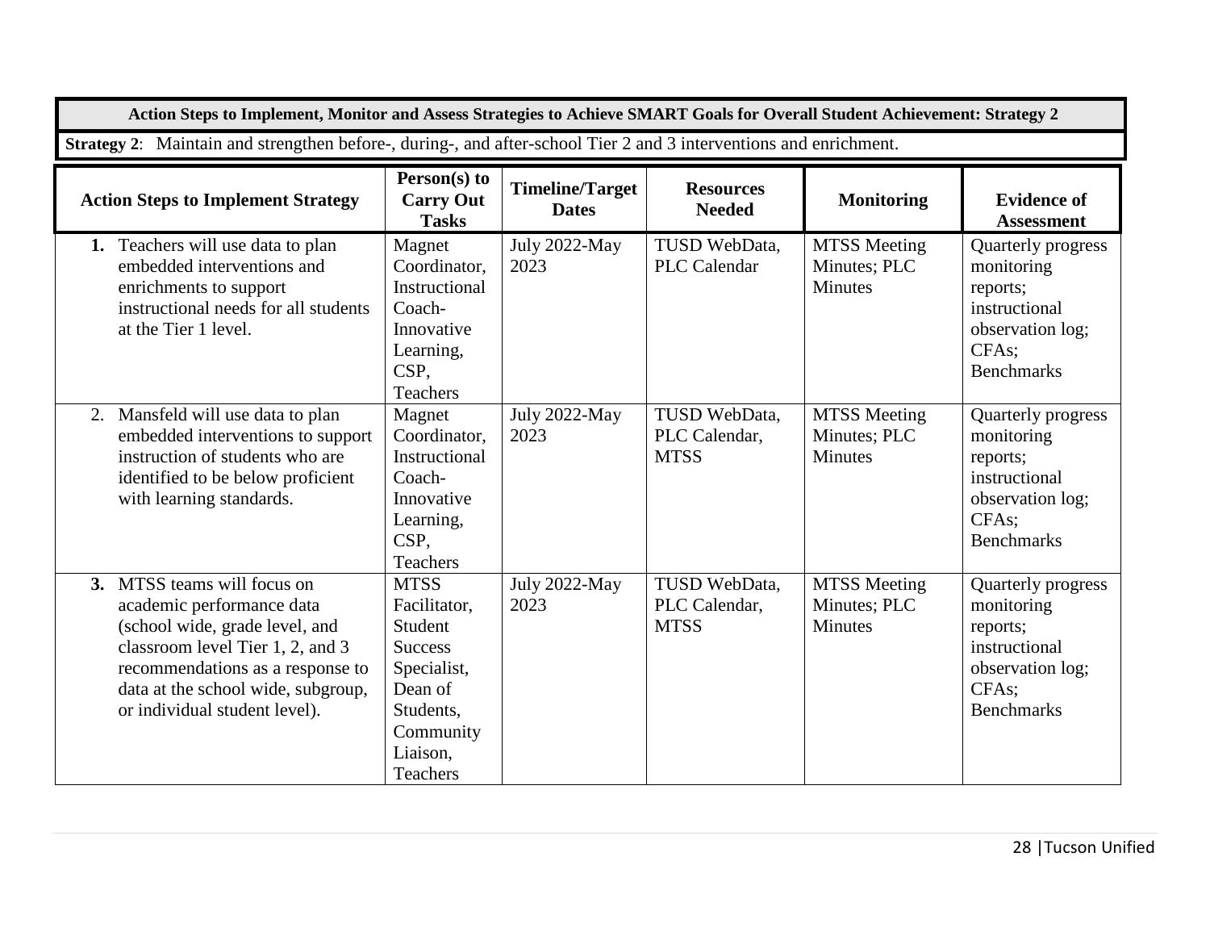**Action Steps to Implement, Monitor and Assess Strategies to Achieve SMART Goals for Overall Student Achievement: Strategy 2**

**Strategy 2**: Maintain and strengthen before-, during-, and after-school Tier 2 and 3 interventions and enrichment.

| Action Steps to Implement Strategy | Person(s) to Carry Out Tasks | Timeline/Target Dates | Resources Needed | Monitoring | Evidence of Assessment |
|---|---|---|---|---|---|
| **1.** Teachers will use data to plan embedded interventions and enrichments to support instructional needs for all students at the Tier 1 level. | Magnet Coordinator, Instructional Coach- Innovative Learning, CSP, Teachers | July 2022-May 2023 | TUSD WebData, PLC Calendar | MTSS Meeting Minutes; PLC Minutes | Quarterly progress monitoring reports; instructional observation log; CFAs; Benchmarks |
| 2. Mansfeld will use data to plan embedded interventions to support instruction of students who are identified to be below proficient with learning standards. | Magnet Coordinator, Instructional Coach- Innovative Learning, CSP, Teachers | July 2022-May 2023 | TUSD WebData, PLC Calendar, MTSS | MTSS Meeting Minutes; PLC Minutes | Quarterly progress monitoring reports; instructional observation log; CFAs; Benchmarks |
| **3.** MTSS teams will focus on academic performance data (school wide, grade level, and classroom level Tier 1, 2, and 3 recommendations as a response to data at the school wide, subgroup, or individual student level). | MTSS Facilitator, Student Success Specialist, Dean of Students, Community Liaison, Teachers | July 2022-May 2023 | TUSD WebData, PLC Calendar, MTSS | MTSS Meeting Minutes; PLC Minutes | Quarterly progress monitoring reports; instructional observation log; CFAs; Benchmarks |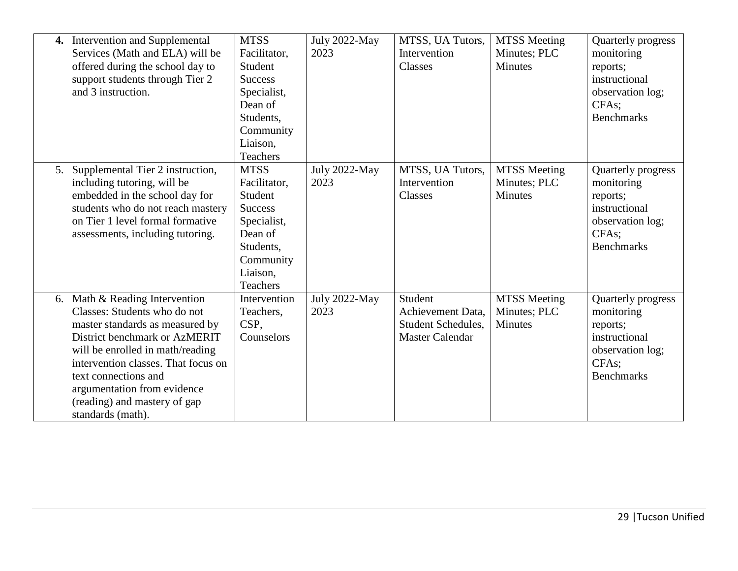| | | | | | |
|---|---|---|---|---|---|
| **4.** Intervention and Supplemental Services (Math and ELA) will be offered during the school day to support students through Tier 2 and 3 instruction. | MTSS Facilitator, Student Success Specialist, Dean of Students, Community Liaison, Teachers | July 2022-May 2023 | MTSS, UA Tutors, Intervention Classes | MTSS Meeting Minutes; PLC Minutes | Quarterly progress monitoring reports; instructional observation log; CFAs; Benchmarks |
| 5. Supplemental Tier 2 instruction, including tutoring, will be embedded in the school day for students who do not reach mastery on Tier 1 level formal formative assessments, including tutoring. | MTSS Facilitator, Student Success Specialist, Dean of Students, Community Liaison, Teachers | July 2022-May 2023 | MTSS, UA Tutors, Intervention Classes | MTSS Meeting Minutes; PLC Minutes | Quarterly progress monitoring reports; instructional observation log; CFAs; Benchmarks |
| 6. Math & Reading Intervention Classes: Students who do not master standards as measured by District benchmark or AzMERIT will be enrolled in math/reading intervention classes. That focus on text connections and argumentation from evidence (reading) and mastery of gap standards (math). | Intervention Teachers, CSP, Counselors | July 2022-May 2023 | Student Achievement Data, Student Schedules, Master Calendar | MTSS Meeting Minutes; PLC Minutes | Quarterly progress monitoring reports; instructional observation log; CFAs; Benchmarks |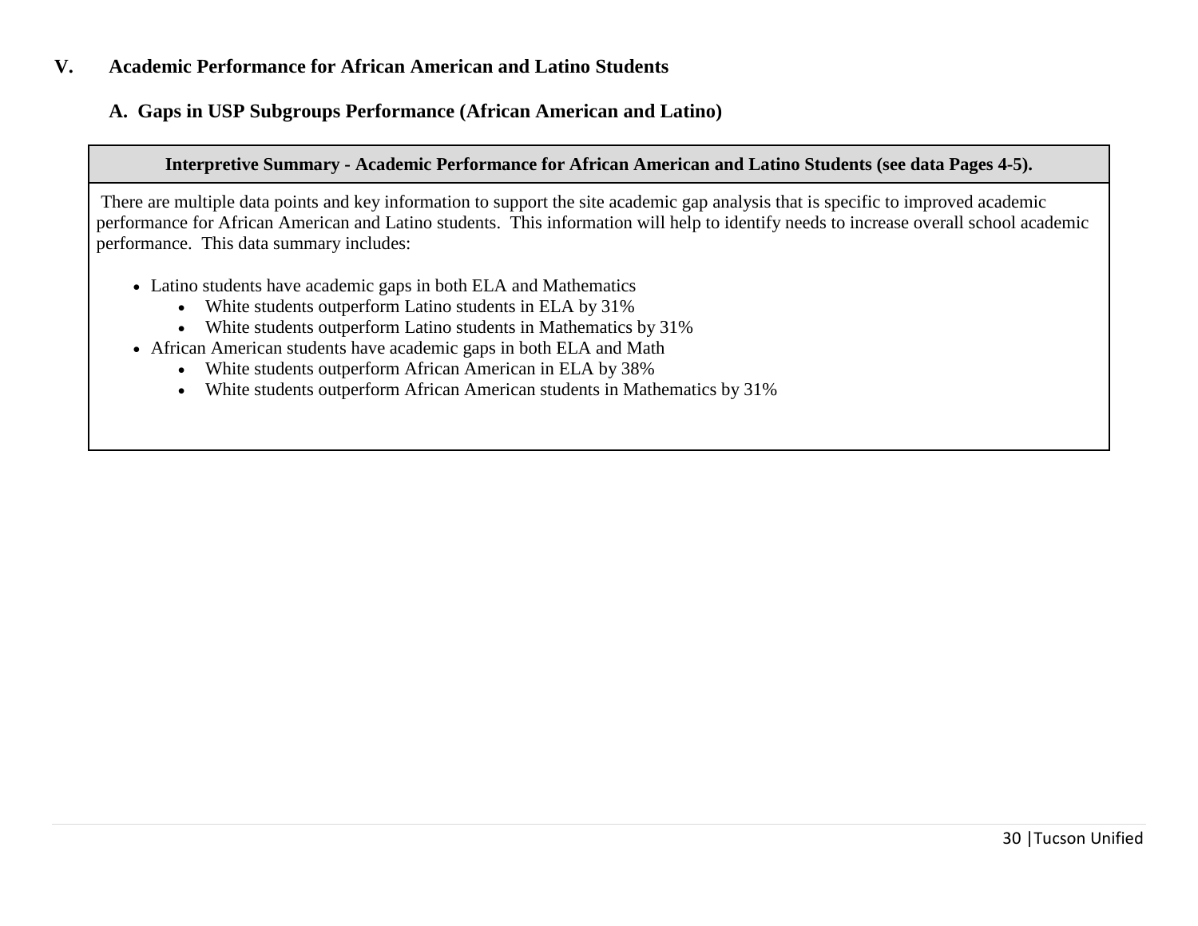## V. Academic Performance for African American and Latino Students

### A. Gaps in USP Subgroups Performance (African American and Latino)

| Interpretive Summary - Academic Performance for African American and Latino Students (see data Pages 4-5). |
| --- |
| There are multiple data points and key information to support the site academic gap analysis that is specific to improved academic performance for African American and Latino students. This information will help to identify needs to increase overall school academic performance. This data summary includes:<br><br>• Latino students have academic gaps in both ELA and Mathematics<br>&nbsp;&nbsp;&nbsp;&nbsp;• White students outperform Latino students in ELA by 31%<br>&nbsp;&nbsp;&nbsp;&nbsp;• White students outperform Latino students in Mathematics by 31%<br>• African American students have academic gaps in both ELA and Math<br>&nbsp;&nbsp;&nbsp;&nbsp;• White students outperform African American in ELA by 38%<br>&nbsp;&nbsp;&nbsp;&nbsp;• White students outperform African American students in Mathematics by 31% |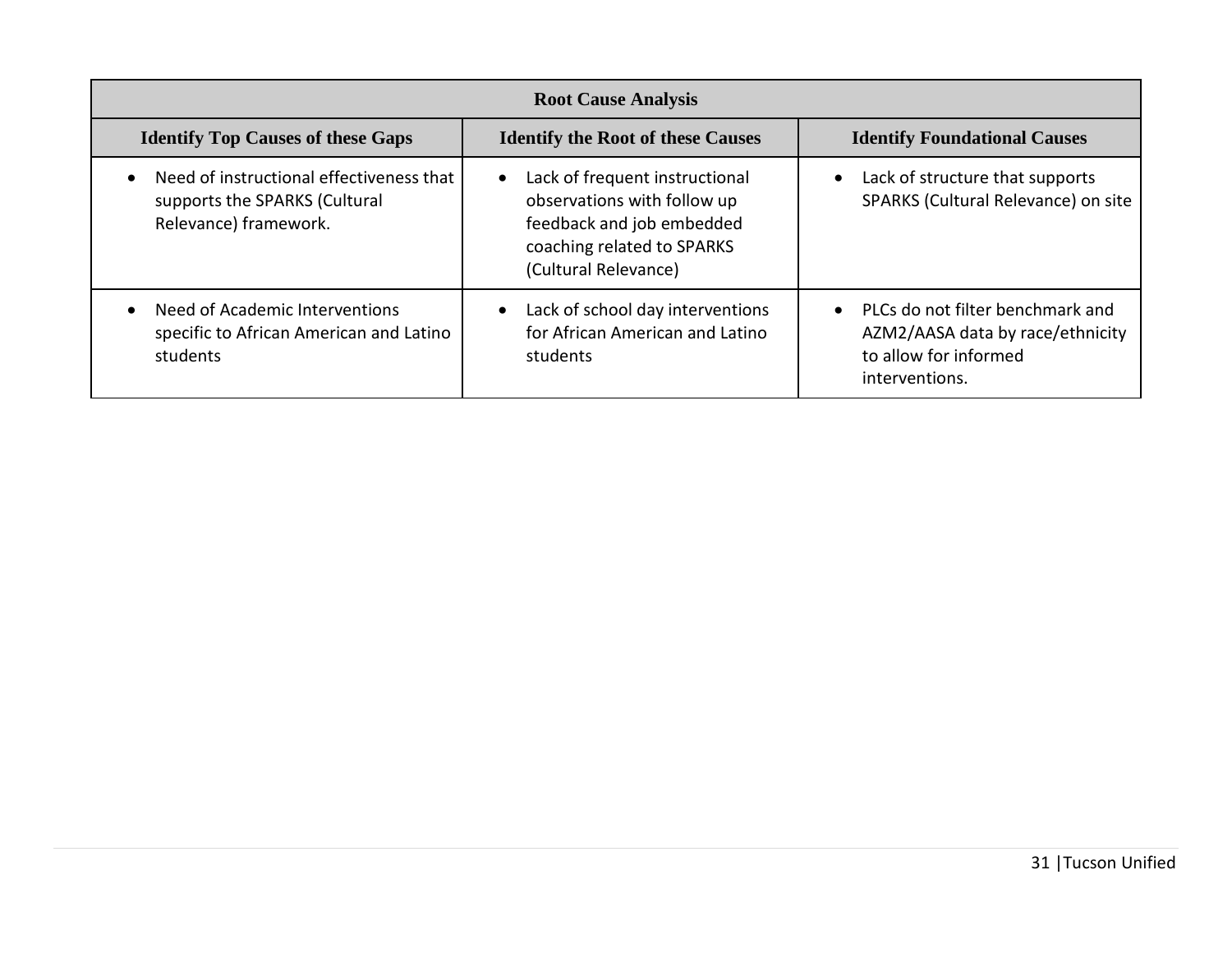| Root Cause Analysis | | |
|---|---|---|
| **Identify Top Causes of these Gaps** | **Identify the Root of these Causes** | **Identify Foundational Causes** |
| • Need of instructional effectiveness that supports the SPARKS (Cultural Relevance) framework. | • Lack of frequent instructional observations with follow up feedback and job embedded coaching related to SPARKS (Cultural Relevance) | • Lack of structure that supports SPARKS (Cultural Relevance) on site |
| • Need of Academic Interventions specific to African American and Latino students | • Lack of school day interventions for African American and Latino students | • PLCs do not filter benchmark and AZM2/AASA data by race/ethnicity to allow for informed interventions. |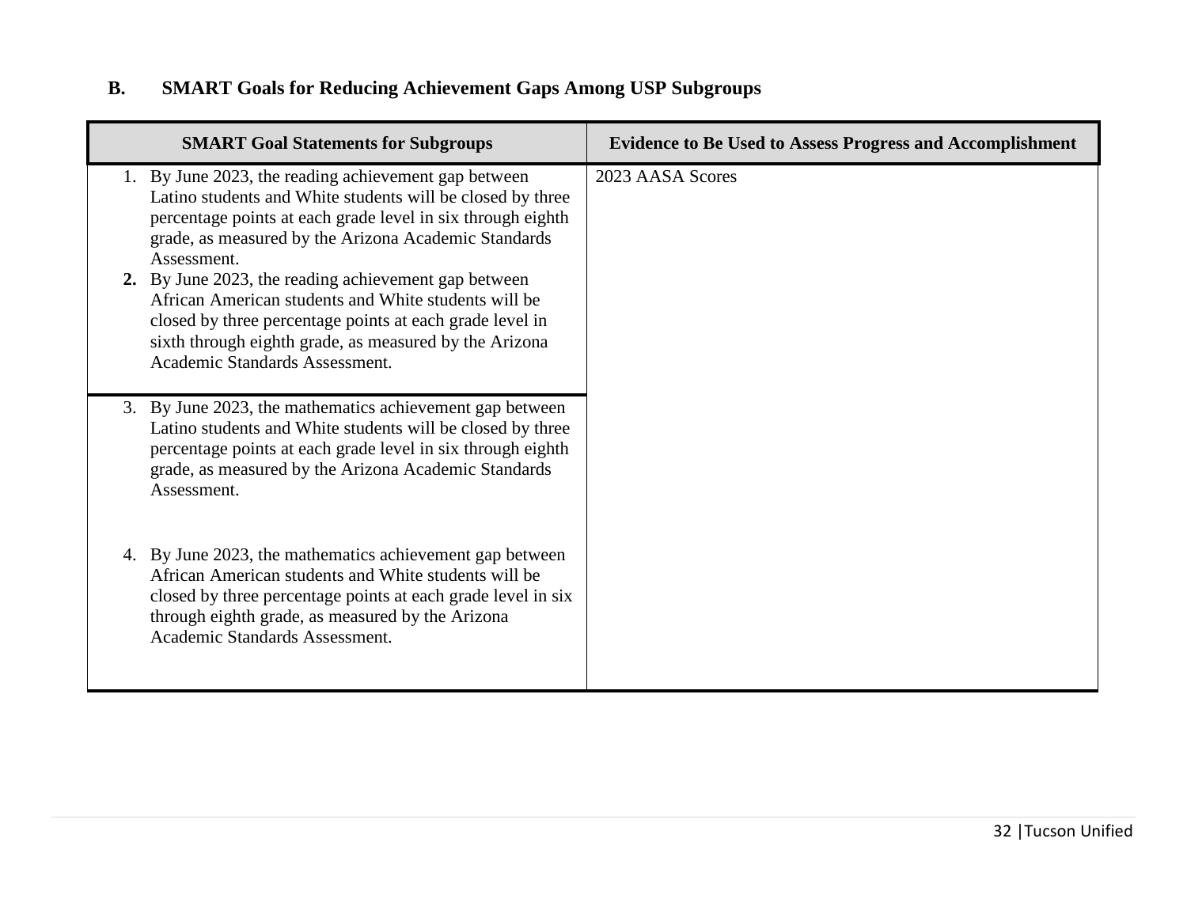## B. SMART Goals for Reducing Achievement Gaps Among USP Subgroups

| SMART Goal Statements for Subgroups | Evidence to Be Used to Assess Progress and Accomplishment |
|---|---|
| 1. By June 2023, the reading achievement gap between Latino students and White students will be closed by three percentage points at each grade level in six through eighth grade, as measured by the Arizona Academic Standards Assessment.<br>**2.** By June 2023, the reading achievement gap between African American students and White students will be closed by three percentage points at each grade level in sixth through eighth grade, as measured by the Arizona Academic Standards Assessment. | 2023 AASA Scores |
| 3. By June 2023, the mathematics achievement gap between Latino students and White students will be closed by three percentage points at each grade level in six through eighth grade, as measured by the Arizona Academic Standards Assessment.<br><br>4. By June 2023, the mathematics achievement gap between African American students and White students will be closed by three percentage points at each grade level in six through eighth grade, as measured by the Arizona Academic Standards Assessment. | |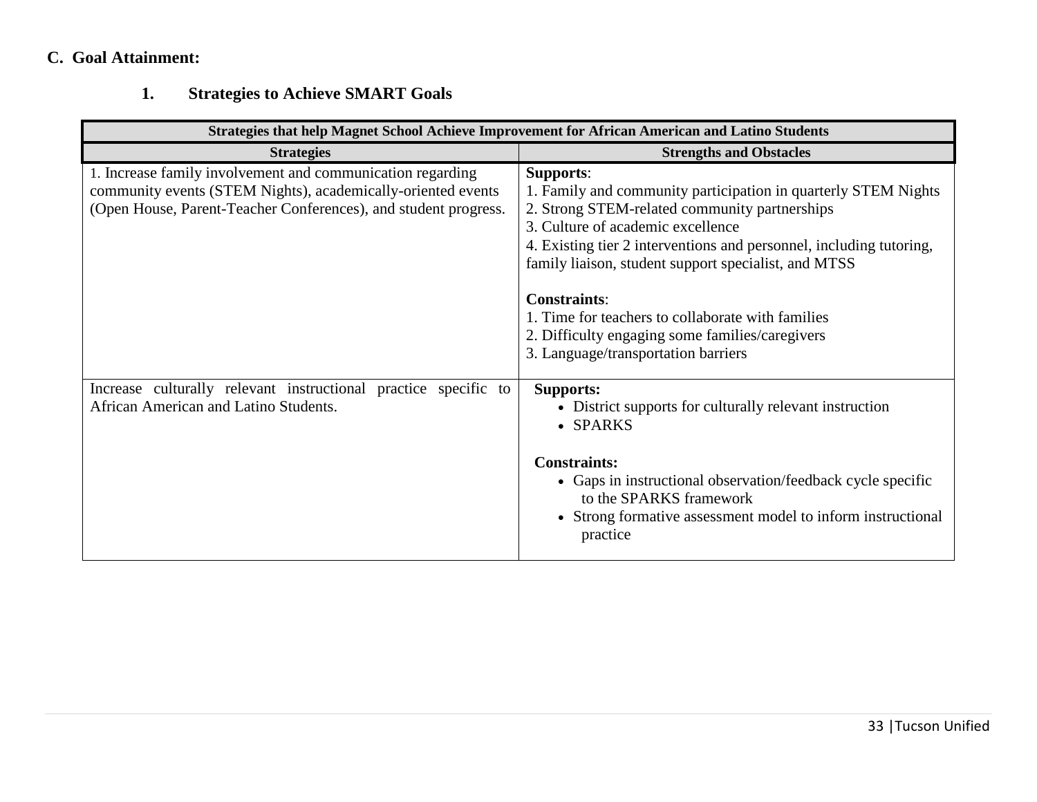## C. Goal Attainment:

### 1. Strategies to Achieve SMART Goals

| Strategies that help Magnet School Achieve Improvement for African American and Latino Students | |
|---|---|
| **Strategies** | **Strengths and Obstacles** |
| 1. Increase family involvement and communication regarding community events (STEM Nights), academically-oriented events (Open House, Parent-Teacher Conferences), and student progress. | **Supports**:<br>1. Family and community participation in quarterly STEM Nights<br>2. Strong STEM-related community partnerships<br>3. Culture of academic excellence<br>4. Existing tier 2 interventions and personnel, including tutoring, family liaison, student support specialist, and MTSS<br><br>**Constraints**:<br>1. Time for teachers to collaborate with families<br>2. Difficulty engaging some families/caregivers<br>3. Language/transportation barriers |
| Increase culturally relevant instructional practice specific to African American and Latino Students. | **Supports:**<br>• District supports for culturally relevant instruction<br>• SPARKS<br><br>**Constraints:**<br>• Gaps in instructional observation/feedback cycle specific to the SPARKS framework<br>• Strong formative assessment model to inform instructional practice |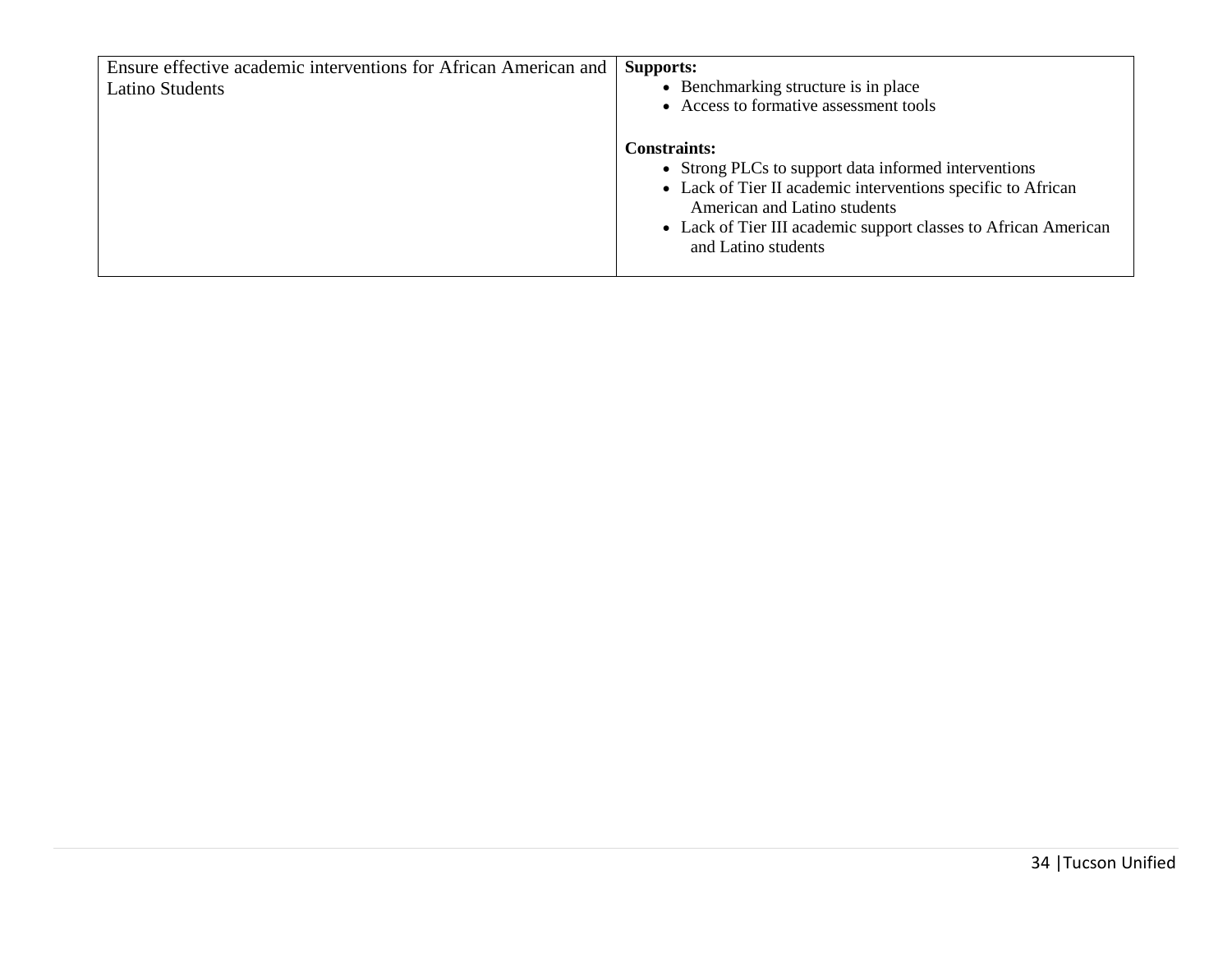| | |
|---|---|
| Ensure effective academic interventions for African American and Latino Students | **Supports:**<br>• Benchmarking structure is in place<br>• Access to formative assessment tools<br><br>**Constraints:**<br>• Strong PLCs to support data informed interventions<br>• Lack of Tier II academic interventions specific to African American and Latino students<br>• Lack of Tier III academic support classes to African American and Latino students |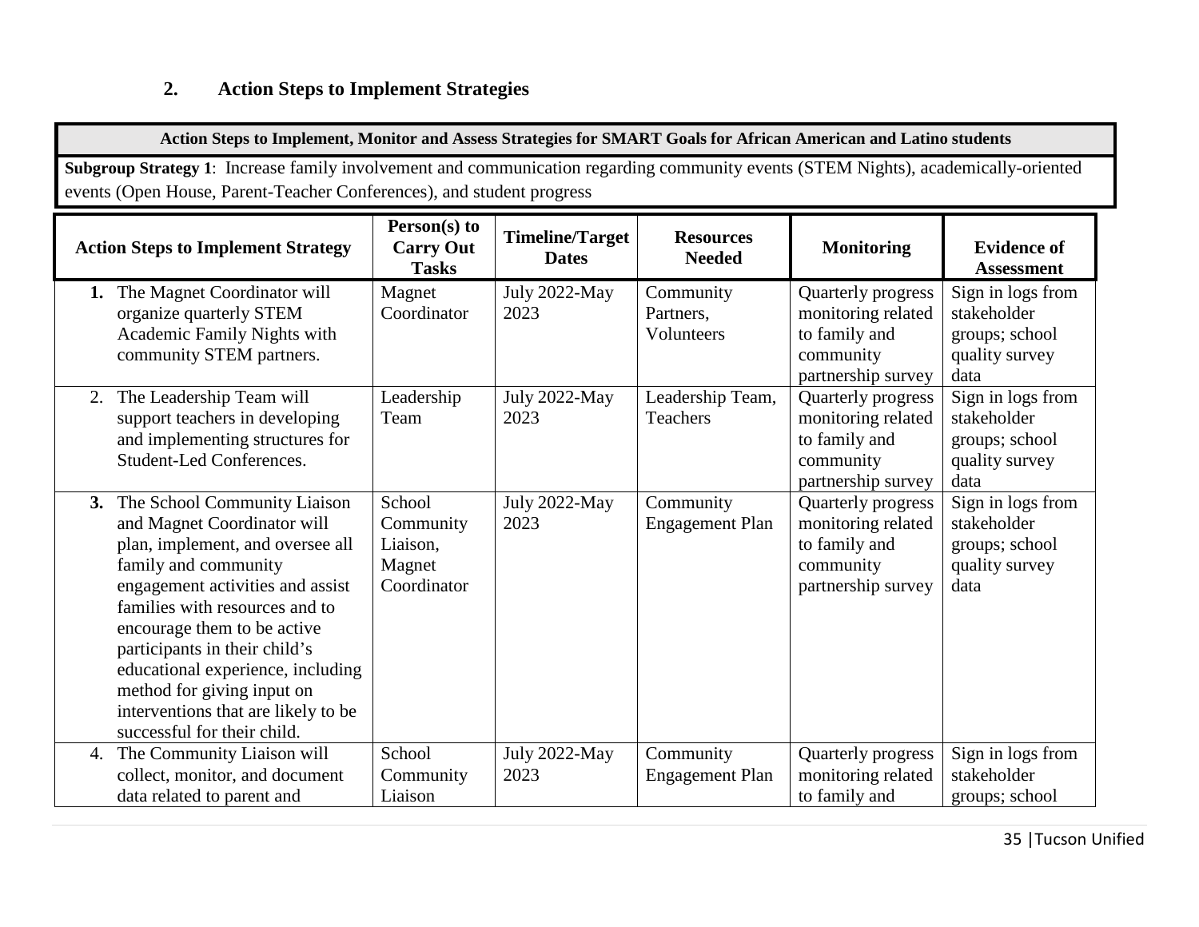## 2. Action Steps to Implement Strategies

**Action Steps to Implement, Monitor and Assess Strategies for SMART Goals for African American and Latino students**

**Subgroup Strategy 1**: Increase family involvement and communication regarding community events (STEM Nights), academically-oriented events (Open House, Parent-Teacher Conferences), and student progress

| Action Steps to Implement Strategy | Person(s) to Carry Out Tasks | Timeline/Target Dates | Resources Needed | Monitoring | Evidence of Assessment |
|---|---|---|---|---|---|
| **1.** The Magnet Coordinator will organize quarterly STEM Academic Family Nights with community STEM partners. | Magnet Coordinator | July 2022-May 2023 | Community Partners, Volunteers | Quarterly progress monitoring related to family and community partnership survey | Sign in logs from stakeholder groups; school quality survey data |
| 2. The Leadership Team will support teachers in developing and implementing structures for Student-Led Conferences. | Leadership Team | July 2022-May 2023 | Leadership Team, Teachers | Quarterly progress monitoring related to family and community partnership survey | Sign in logs from stakeholder groups; school quality survey data |
| **3.** The School Community Liaison and Magnet Coordinator will plan, implement, and oversee all family and community engagement activities and assist families with resources and to encourage them to be active participants in their child's educational experience, including method for giving input on interventions that are likely to be successful for their child. | School Community Liaison, Magnet Coordinator | July 2022-May 2023 | Community Engagement Plan | Quarterly progress monitoring related to family and community partnership survey | Sign in logs from stakeholder groups; school quality survey data |
| 4. The Community Liaison will collect, monitor, and document data related to parent and | School Community Liaison | July 2022-May 2023 | Community Engagement Plan | Quarterly progress monitoring related to family and | Sign in logs from stakeholder groups; school |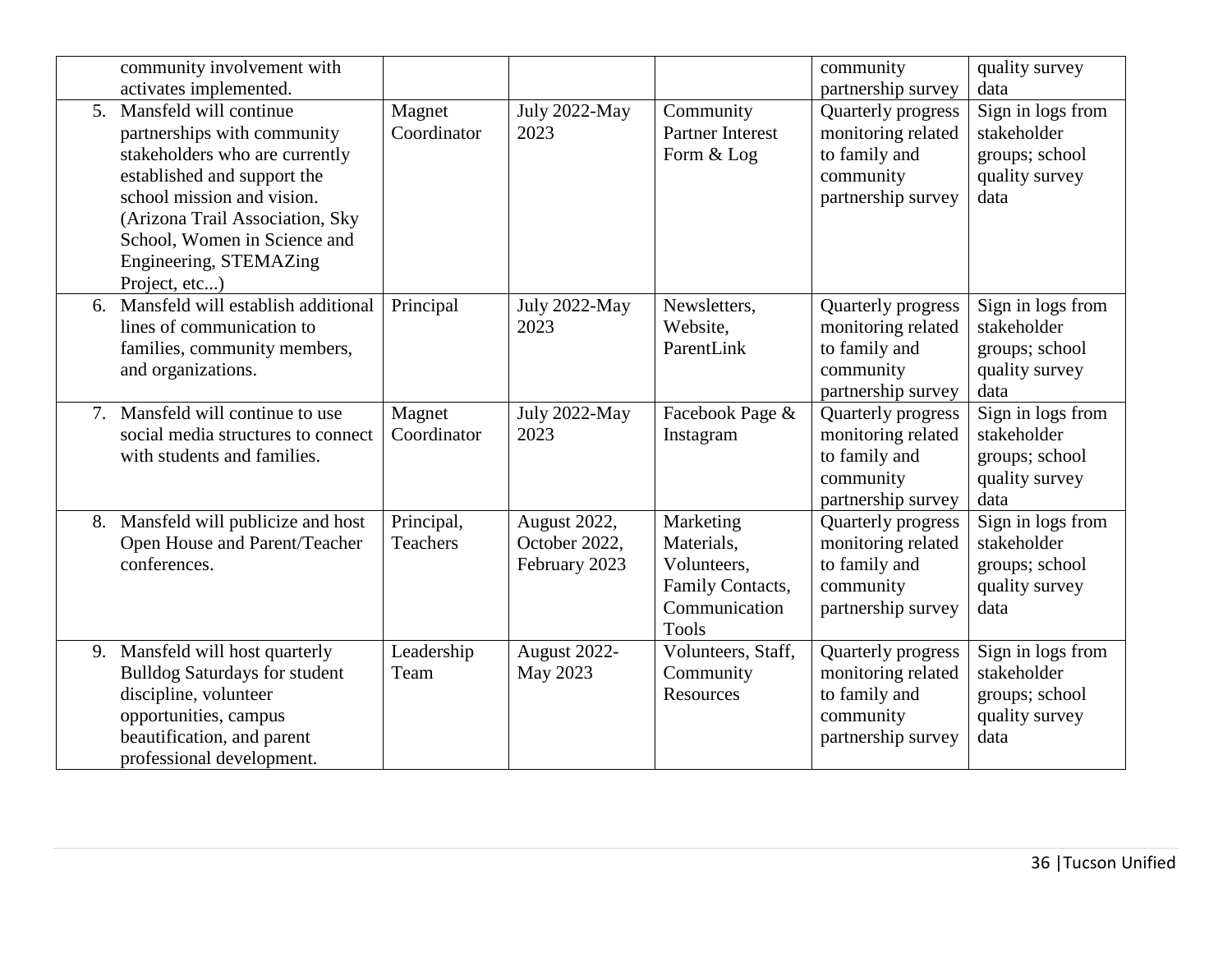| | | | | | |
|---|---|---|---|---|---|
| community involvement with activates implemented. | | | | community partnership survey | quality survey data |
| 5. Mansfeld will continue partnerships with community stakeholders who are currently established and support the school mission and vision. (Arizona Trail Association, Sky School, Women in Science and Engineering, STEMAZing Project, etc...) | Magnet Coordinator | July 2022-May 2023 | Community Partner Interest Form & Log | Quarterly progress monitoring related to family and community partnership survey | Sign in logs from stakeholder groups; school quality survey data |
| 6. Mansfeld will establish additional lines of communication to families, community members, and organizations. | Principal | July 2022-May 2023 | Newsletters, Website, ParentLink | Quarterly progress monitoring related to family and community partnership survey | Sign in logs from stakeholder groups; school quality survey data |
| 7. Mansfeld will continue to use social media structures to connect with students and families. | Magnet Coordinator | July 2022-May 2023 | Facebook Page & Instagram | Quarterly progress monitoring related to family and community partnership survey | Sign in logs from stakeholder groups; school quality survey data |
| 8. Mansfeld will publicize and host Open House and Parent/Teacher conferences. | Principal, Teachers | August 2022, October 2022, February 2023 | Marketing Materials, Volunteers, Family Contacts, Communication Tools | Quarterly progress monitoring related to family and community partnership survey | Sign in logs from stakeholder groups; school quality survey data |
| 9. Mansfeld will host quarterly Bulldog Saturdays for student discipline, volunteer opportunities, campus beautification, and parent professional development. | Leadership Team | August 2022-May 2023 | Volunteers, Staff, Community Resources | Quarterly progress monitoring related to family and community partnership survey | Sign in logs from stakeholder groups; school quality survey data |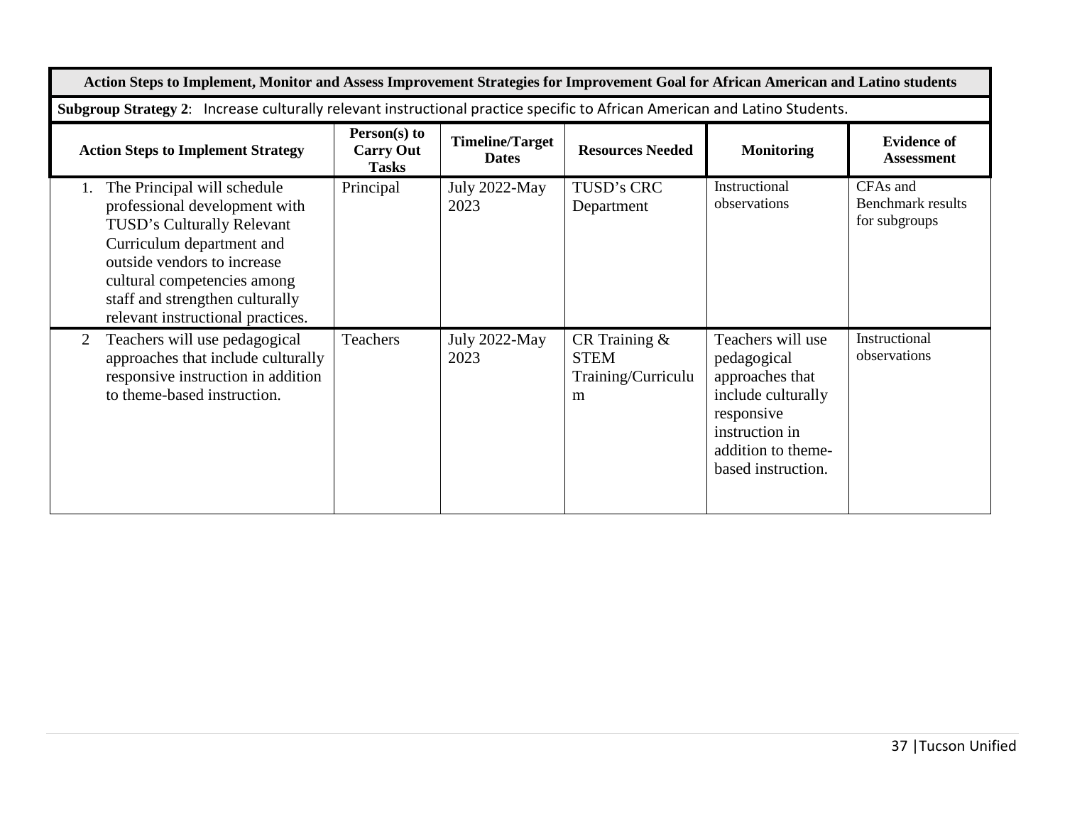| Action Steps to Implement, Monitor and Assess Improvement Strategies for Improvement Goal for African American and Latino students | | | | | |
|---|---|---|---|---|---|
| **Subgroup Strategy 2**: Increase culturally relevant instructional practice specific to African American and Latino Students. | | | | | |
| **Action Steps to Implement Strategy** | **Person(s) to Carry Out Tasks** | **Timeline/Target Dates** | **Resources Needed** | **Monitoring** | **Evidence of Assessment** |
| 1. The Principal will schedule professional development with TUSD's Culturally Relevant Curriculum department and outside vendors to increase cultural competencies among staff and strengthen culturally relevant instructional practices. | Principal | July 2022-May 2023 | TUSD's CRC Department | Instructional observations | CFAs and Benchmark results for subgroups |
| 2 Teachers will use pedagogical approaches that include culturally responsive instruction in addition to theme-based instruction. | Teachers | July 2022-May 2023 | CR Training & STEM Training/Curriculum | Teachers will use pedagogical approaches that include culturally responsive instruction in addition to theme-based instruction. | Instructional observations |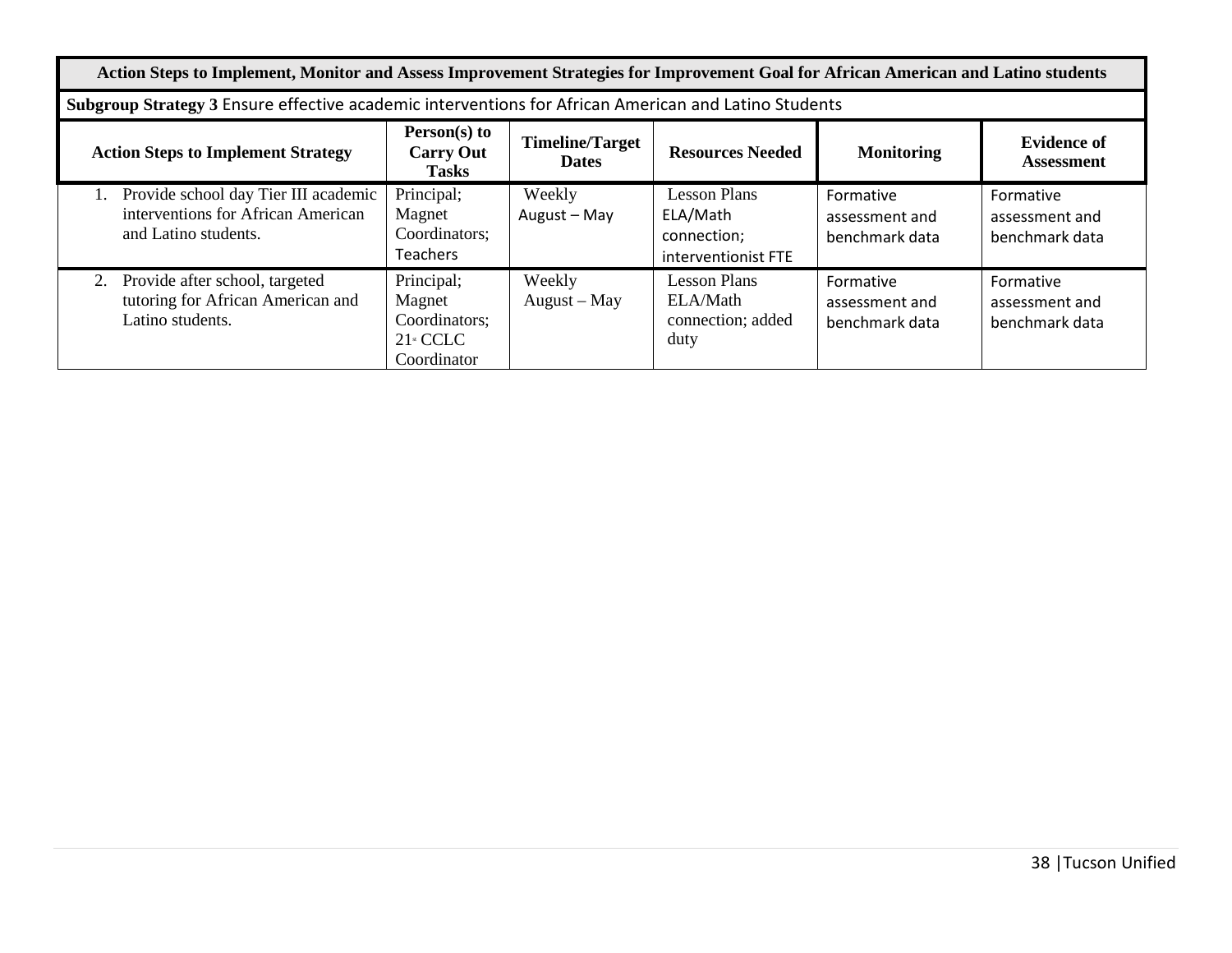| Action Steps to Implement, Monitor and Assess Improvement Strategies for Improvement Goal for African American and Latino students | | | | | |
|---|---|---|---|---|---|
| **Subgroup Strategy 3** Ensure effective academic interventions for African American and Latino Students | | | | | |
| **Action Steps to Implement Strategy** | **Person(s) to Carry Out Tasks** | **Timeline/Target Dates** | **Resources Needed** | **Monitoring** | **Evidence of Assessment** |
| 1. Provide school day Tier III academic interventions for African American and Latino students. | Principal; Magnet Coordinators; Teachers | Weekly August – May | Lesson Plans ELA/Math connection; interventionist FTE | Formative assessment and benchmark data | Formative assessment and benchmark data |
| 2. Provide after school, targeted tutoring for African American and Latino students. | Principal; Magnet Coordinators; 21st CCLC Coordinator | Weekly August – May | Lesson Plans ELA/Math connection; added duty | Formative assessment and benchmark data | Formative assessment and benchmark data |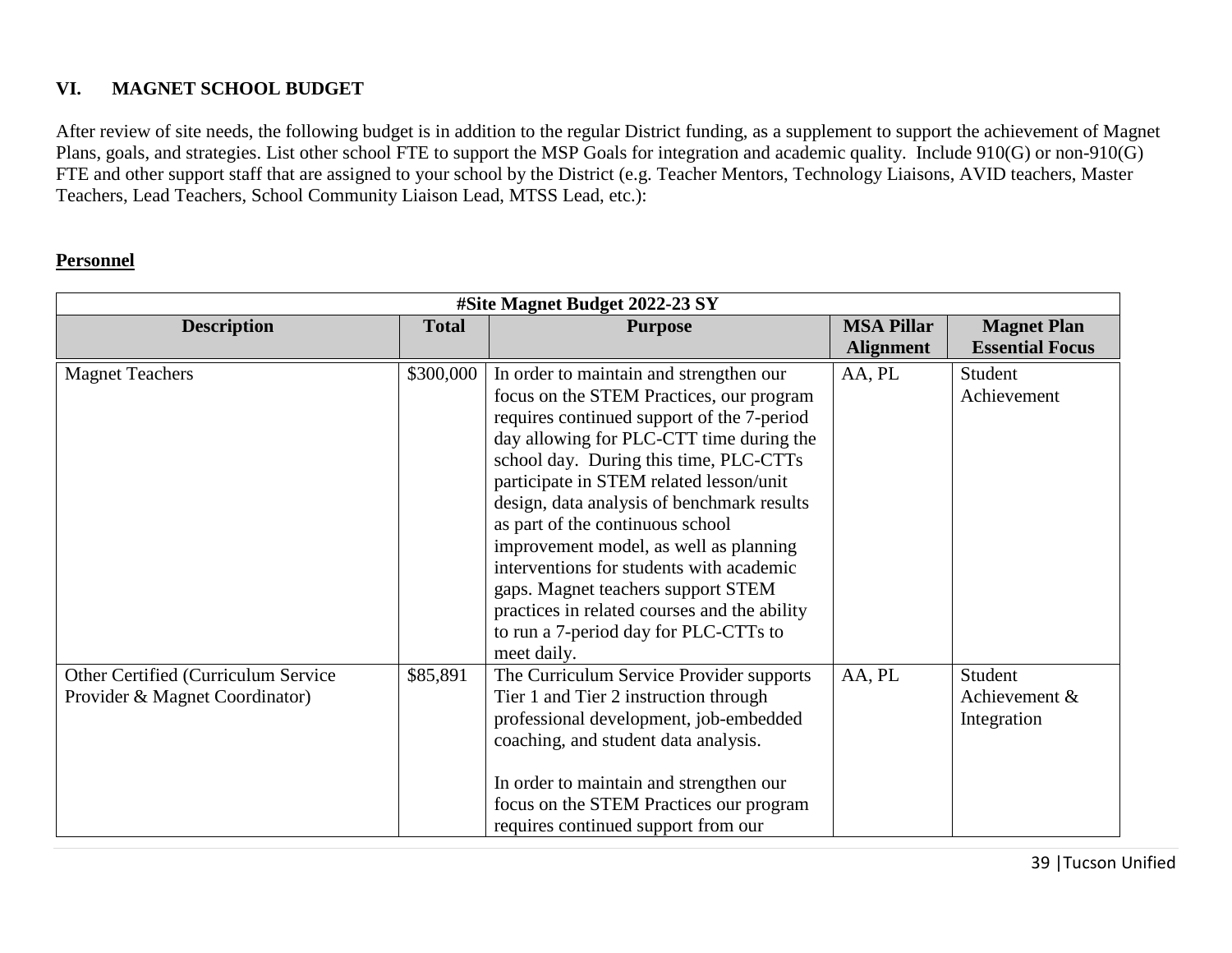## VI. MAGNET SCHOOL BUDGET

After review of site needs, the following budget is in addition to the regular District funding, as a supplement to support the achievement of Magnet Plans, goals, and strategies. List other school FTE to support the MSP Goals for integration and academic quality. Include 910(G) or non-910(G) FTE and other support staff that are assigned to your school by the District (e.g. Teacher Mentors, Technology Liaisons, AVID teachers, Master Teachers, Lead Teachers, School Community Liaison Lead, MTSS Lead, etc.):

**Personnel**

| #Site Magnet Budget 2022-23 SY | | | | |
|---|---|---|---|---|
| **Description** | **Total** | **Purpose** | **MSA Pillar Alignment** | **Magnet Plan Essential Focus** |
| Magnet Teachers | $300,000 | In order to maintain and strengthen our focus on the STEM Practices, our program requires continued support of the 7-period day allowing for PLC-CTT time during the school day. During this time, PLC-CTTs participate in STEM related lesson/unit design, data analysis of benchmark results as part of the continuous school improvement model, as well as planning interventions for students with academic gaps. Magnet teachers support STEM practices in related courses and the ability to run a 7-period day for PLC-CTTs to meet daily. | AA, PL | Student Achievement |
| Other Certified (Curriculum Service Provider & Magnet Coordinator) | $85,891 | The Curriculum Service Provider supports Tier 1 and Tier 2 instruction through professional development, job-embedded coaching, and student data analysis.<br><br>In order to maintain and strengthen our focus on the STEM Practices our program requires continued support from our | AA, PL | Student Achievement & Integration |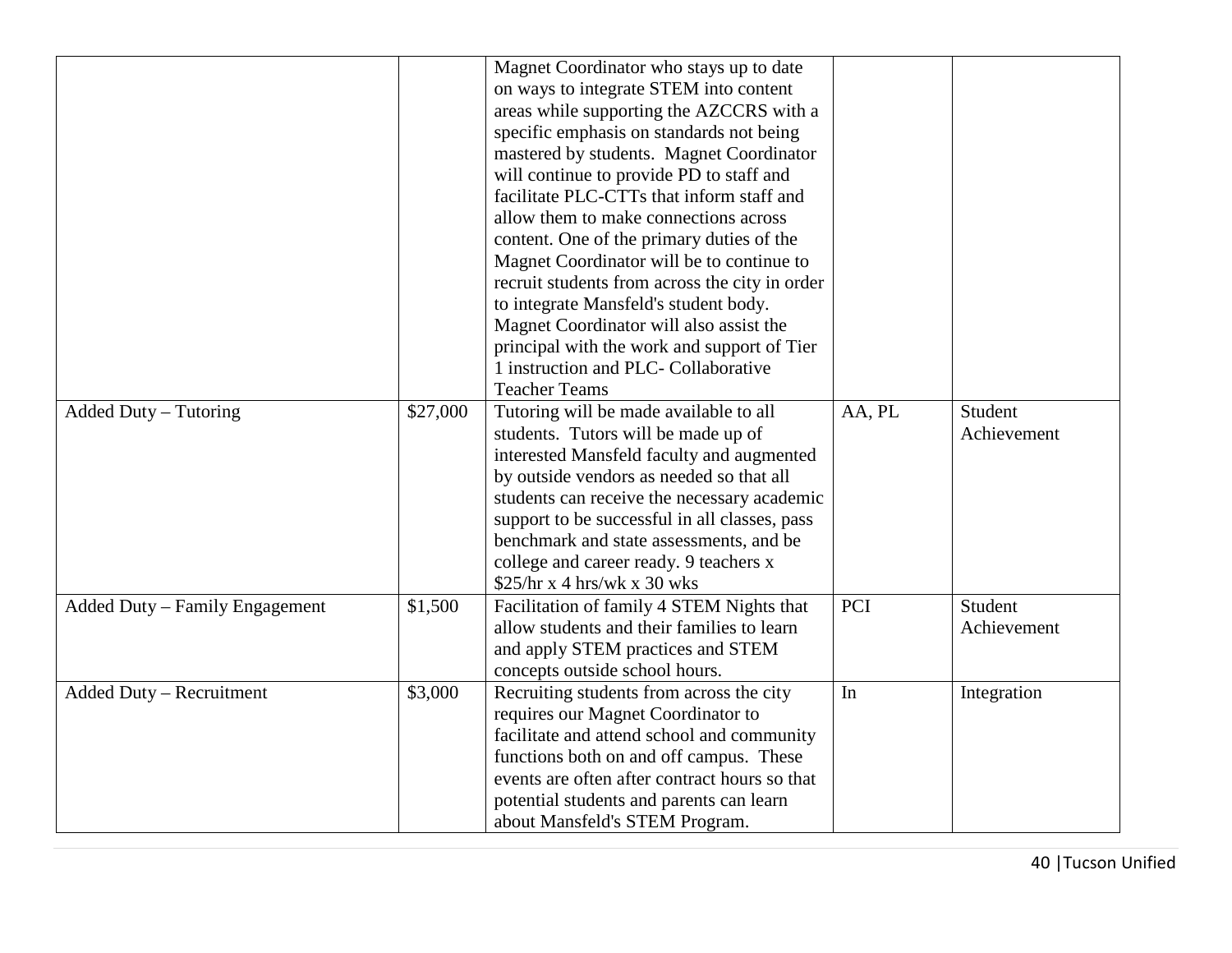| | | | | |
|---|---|---|---|---|
| | | Magnet Coordinator who stays up to date on ways to integrate STEM into content areas while supporting the AZCCRS with a specific emphasis on standards not being mastered by students. Magnet Coordinator will continue to provide PD to staff and facilitate PLC-CTTs that inform staff and allow them to make connections across content. One of the primary duties of the Magnet Coordinator will be to continue to recruit students from across the city in order to integrate Mansfeld's student body. Magnet Coordinator will also assist the principal with the work and support of Tier 1 instruction and PLC- Collaborative Teacher Teams | | |
| Added Duty – Tutoring | $27,000 | Tutoring will be made available to all students. Tutors will be made up of interested Mansfeld faculty and augmented by outside vendors as needed so that all students can receive the necessary academic support to be successful in all classes, pass benchmark and state assessments, and be college and career ready. 9 teachers x $25/hr x 4 hrs/wk x 30 wks | AA, PL | Student Achievement |
| Added Duty – Family Engagement | $1,500 | Facilitation of family 4 STEM Nights that allow students and their families to learn and apply STEM practices and STEM concepts outside school hours. | PCI | Student Achievement |
| Added Duty – Recruitment | $3,000 | Recruiting students from across the city requires our Magnet Coordinator to facilitate and attend school and community functions both on and off campus. These events are often after contract hours so that potential students and parents can learn about Mansfeld's STEM Program. | In | Integration |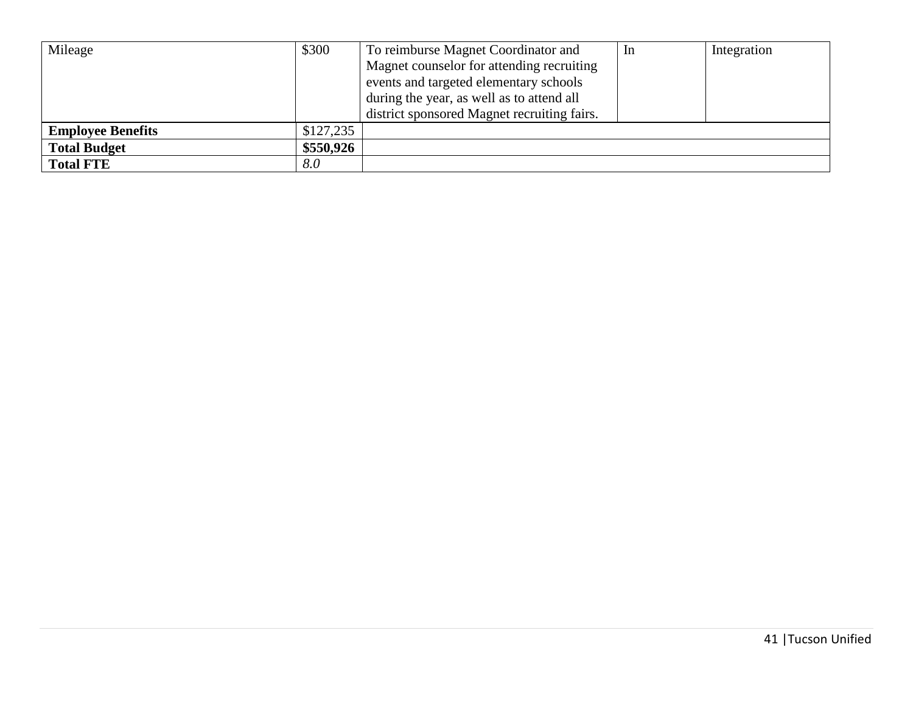| Mileage | \$300 | To reimburse Magnet Coordinator and Magnet counselor for attending recruiting events and targeted elementary schools during the year, as well as to attend all district sponsored Magnet recruiting fairs. | In | Integration |
|---|---|---|---|---|
| **Employee Benefits** | \$127,235 | | | |
| **Total Budget** | **\$550,926** | | | |
| **Total FTE** | *8.0* | | | |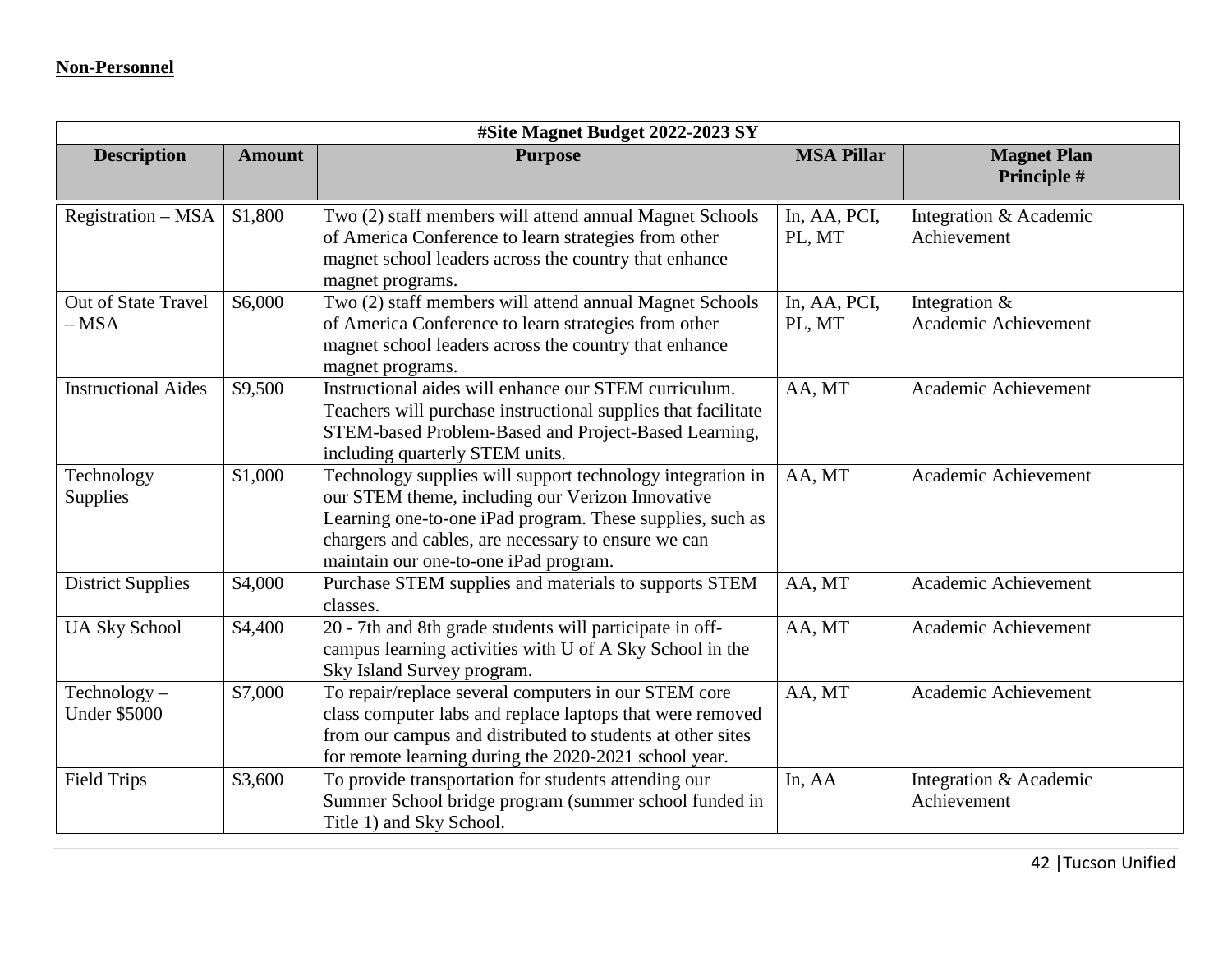**Non-Personnel**

| #Site Magnet Budget 2022-2023 SY | | | | |
|---|---|---|---|---|
| **Description** | **Amount** | **Purpose** | **MSA Pillar** | **Magnet Plan Principle #** |
| Registration – MSA | $1,800 | Two (2) staff members will attend annual Magnet Schools of America Conference to learn strategies from other magnet school leaders across the country that enhance magnet programs. | In, AA, PCI, PL, MT | Integration & Academic Achievement |
| Out of State Travel – MSA | $6,000 | Two (2) staff members will attend annual Magnet Schools of America Conference to learn strategies from other magnet school leaders across the country that enhance magnet programs. | In, AA, PCI, PL, MT | Integration & Academic Achievement |
| Instructional Aides | $9,500 | Instructional aides will enhance our STEM curriculum. Teachers will purchase instructional supplies that facilitate STEM-based Problem-Based and Project-Based Learning, including quarterly STEM units. | AA, MT | Academic Achievement |
| Technology Supplies | $1,000 | Technology supplies will support technology integration in our STEM theme, including our Verizon Innovative Learning one-to-one iPad program. These supplies, such as chargers and cables, are necessary to ensure we can maintain our one-to-one iPad program. | AA, MT | Academic Achievement |
| District Supplies | $4,000 | Purchase STEM supplies and materials to supports STEM classes. | AA, MT | Academic Achievement |
| UA Sky School | $4,400 | 20 - 7th and 8th grade students will participate in off-campus learning activities with U of A Sky School in the Sky Island Survey program. | AA, MT | Academic Achievement |
| Technology – Under $5000 | $7,000 | To repair/replace several computers in our STEM core class computer labs and replace laptops that were removed from our campus and distributed to students at other sites for remote learning during the 2020-2021 school year. | AA, MT | Academic Achievement |
| Field Trips | $3,600 | To provide transportation for students attending our Summer School bridge program (summer school funded in Title 1) and Sky School. | In, AA | Integration & Academic Achievement |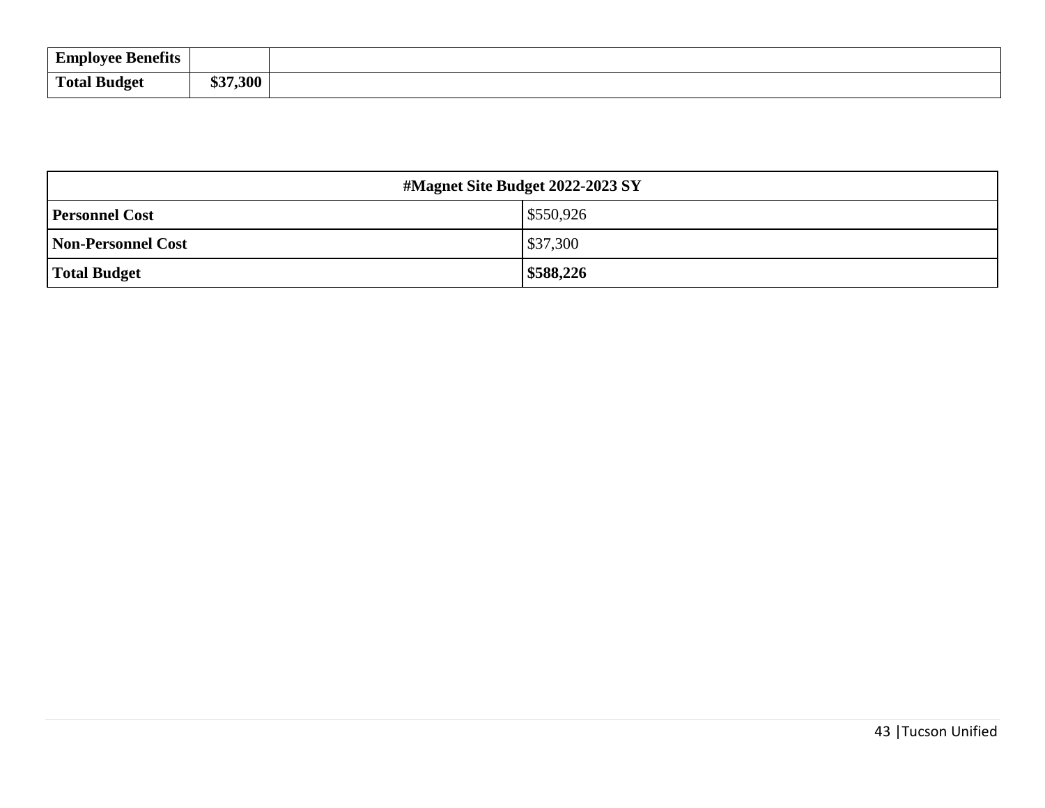| | | |
|---|---|---|
| **Employee Benefits** | | |
| **Total Budget** | **$37,300** | |

| #Magnet Site Budget 2022-2023 SY | |
|---|---|
| **Personnel Cost** | $550,926 |
| **Non-Personnel Cost** | $37,300 |
| **Total Budget** | **$588,226** |